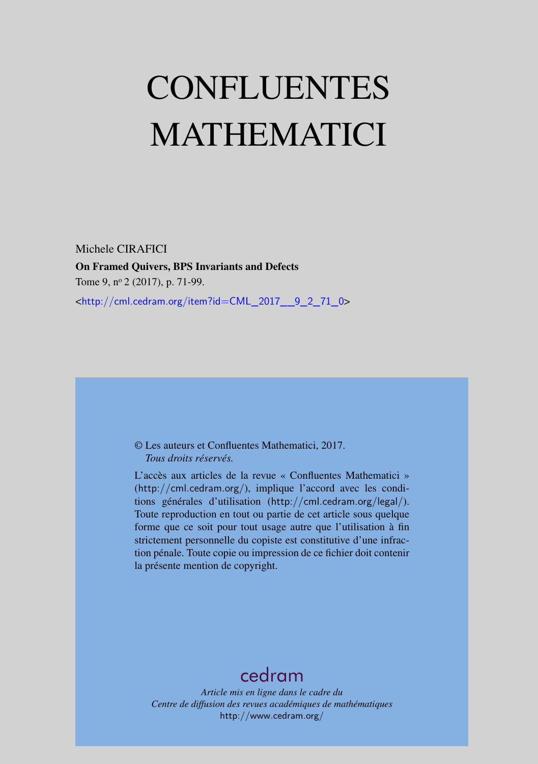# CONFLUENTES MATHEMATICI

Michele CIRAFICI

**On Framed Quivers, BPS Invariants and Defects**

Tome 9, nº 2 (2017), p. 71-99.

<http://cml.cedram.org/item?id=CML_2017__9_2_71_0>

© Les auteurs et Confluentes Mathematici, 2017.
*Tous droits réservés.*

L'accès aux articles de la revue « Confluentes Mathematici » (http://cml.cedram.org/), implique l'accord avec les conditions générales d'utilisation (http://cml.cedram.org/legal/). Toute reproduction en tout ou partie de cet article sous quelque forme que ce soit pour tout usage autre que l'utilisation à fin strictement personnelle du copiste est constitutive d'une infraction pénale. Toute copie ou impression de ce fichier doit contenir la présente mention de copyright.

cedram

*Article mis en ligne dans le cadre du*
*Centre de diffusion des revues académiques de mathématiques*
http://www.cedram.org/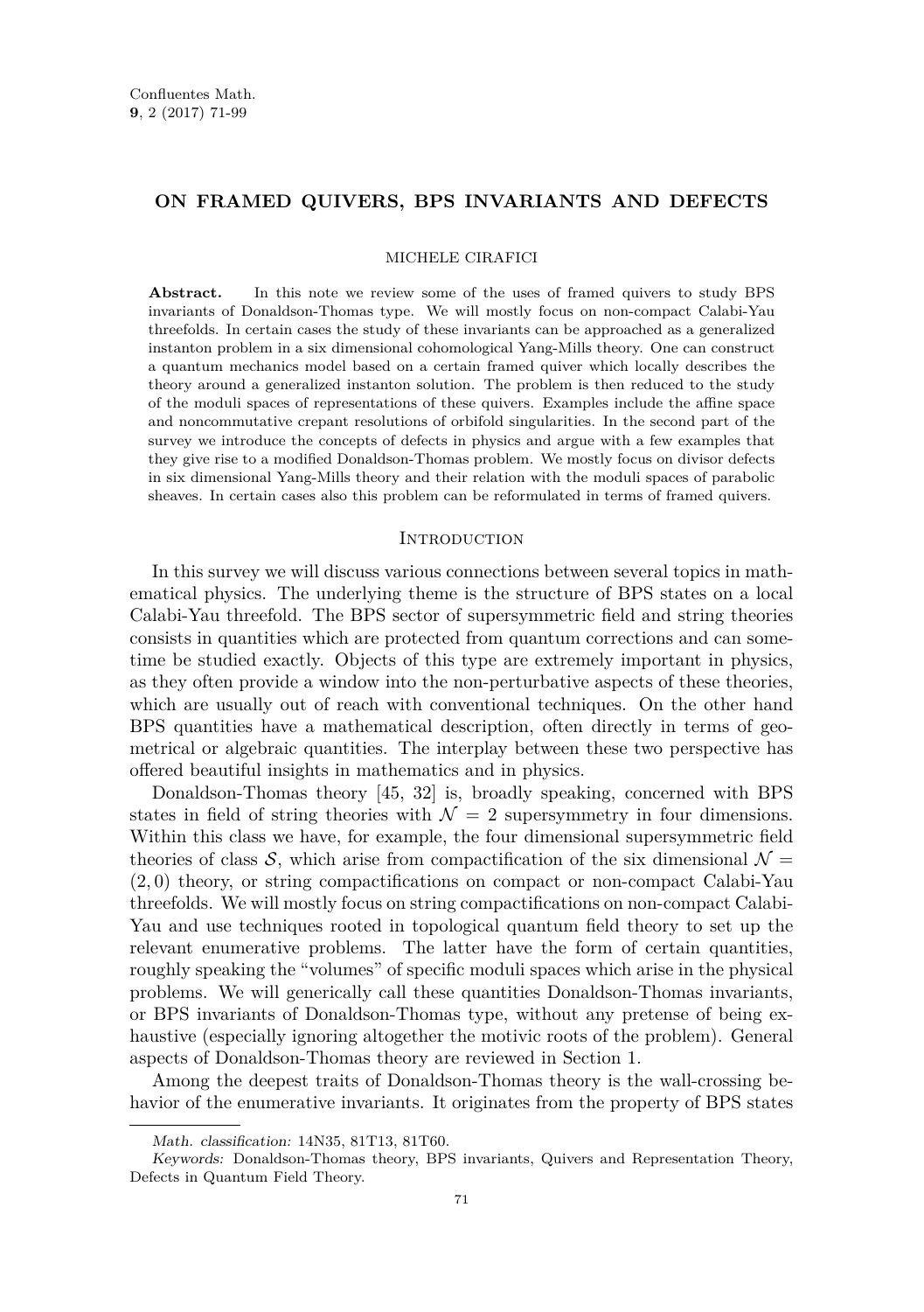**ON FRAMED QUIVERS, BPS INVARIANTS AND DEFECTS**

MICHELE CIRAFICI

**Abstract.** In this note we review some of the uses of framed quivers to study BPS invariants of Donaldson-Thomas type. We will mostly focus on non-compact Calabi-Yau threefolds. In certain cases the study of these invariants can be approached as a generalized instanton problem in a six dimensional cohomological Yang-Mills theory. One can construct a quantum mechanics model based on a certain framed quiver which locally describes the theory around a generalized instanton solution. The problem is then reduced to the study of the moduli spaces of representations of these quivers. Examples include the affine space and noncommutative crepant resolutions of orbifold singularities. In the second part of the survey we introduce the concepts of defects in physics and argue with a few examples that they give rise to a modified Donaldson-Thomas problem. We mostly focus on divisor defects in six dimensional Yang-Mills theory and their relation with the moduli spaces of parabolic sheaves. In certain cases also this problem can be reformulated in terms of framed quivers.

## Introduction

In this survey we will discuss various connections between several topics in mathematical physics. The underlying theme is the structure of BPS states on a local Calabi-Yau threefold. The BPS sector of supersymmetric field and string theories consists in quantities which are protected from quantum corrections and can sometime be studied exactly. Objects of this type are extremely important in physics, as they often provide a window into the non-perturbative aspects of these theories, which are usually out of reach with conventional techniques. On the other hand BPS quantities have a mathematical description, often directly in terms of geometrical or algebraic quantities. The interplay between these two perspective has offered beautiful insights in mathematics and in physics.

Donaldson-Thomas theory [45, 32] is, broadly speaking, concerned with BPS states in field of string theories with $\mathcal{N} = 2$ supersymmetry in four dimensions. Within this class we have, for example, the four dimensional supersymmetric field theories of class $\mathcal{S}$, which arise from compactification of the six dimensional $\mathcal{N} = (2,0)$ theory, or string compactifications on compact or non-compact Calabi-Yau threefolds. We will mostly focus on string compactifications on non-compact Calabi-Yau and use techniques rooted in topological quantum field theory to set up the relevant enumerative problems. The latter have the form of certain quantities, roughly speaking the "volumes" of specific moduli spaces which arise in the physical problems. We will generically call these quantities Donaldson-Thomas invariants, or BPS invariants of Donaldson-Thomas type, without any pretense of being exhaustive (especially ignoring altogether the motivic roots of the problem). General aspects of Donaldson-Thomas theory are reviewed in Section 1.

Among the deepest traits of Donaldson-Thomas theory is the wall-crossing behavior of the enumerative invariants. It originates from the property of BPS states

*Math. classification:* 14N35, 81T13, 81T60.

*Keywords:* Donaldson-Thomas theory, BPS invariants, Quivers and Representation Theory, Defects in Quantum Field Theory.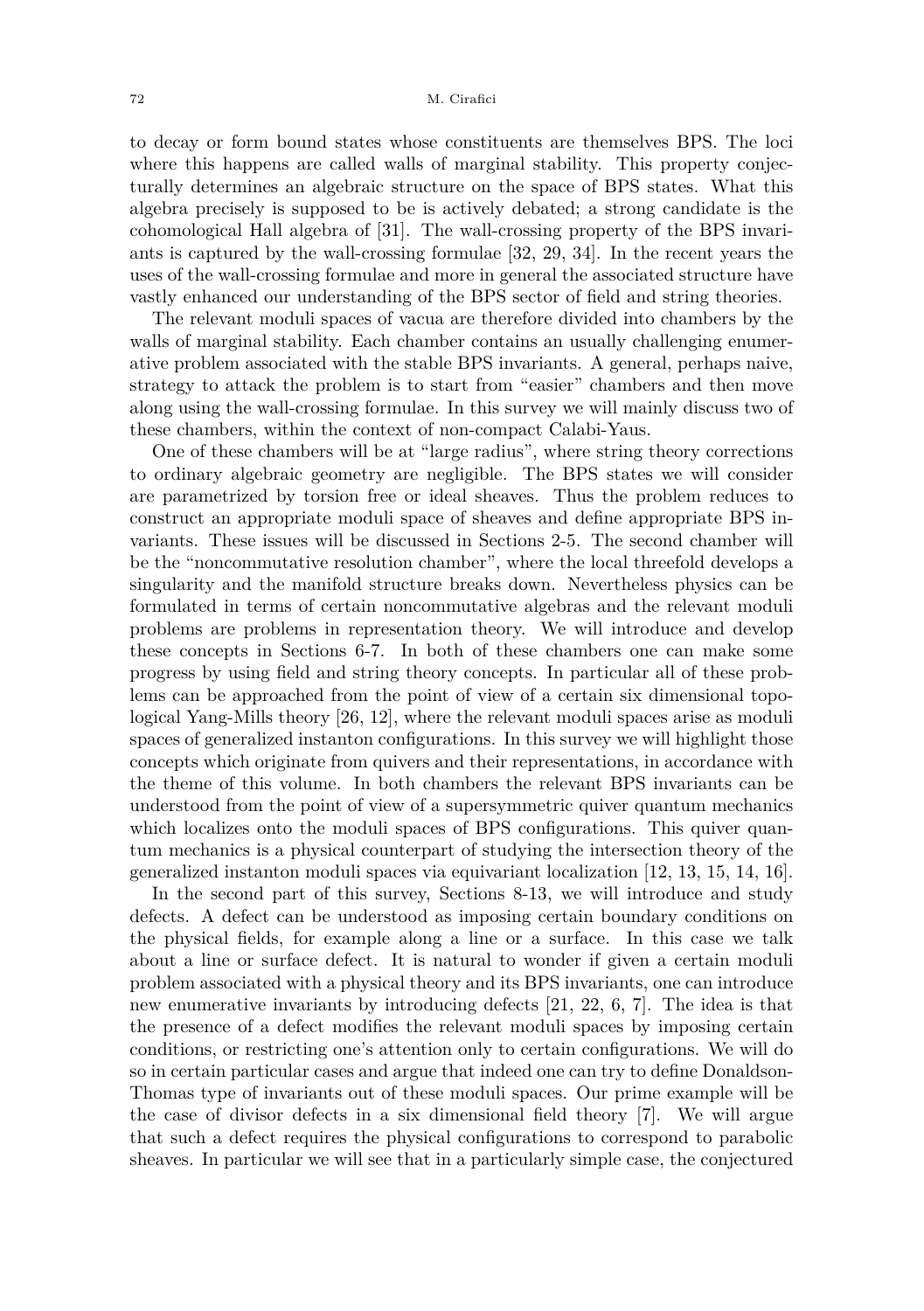to decay or form bound states whose constituents are themselves BPS. The loci where this happens are called walls of marginal stability. This property conjecturally determines an algebraic structure on the space of BPS states. What this algebra precisely is supposed to be is actively debated; a strong candidate is the cohomological Hall algebra of [31]. The wall-crossing property of the BPS invariants is captured by the wall-crossing formulae [32, 29, 34]. In the recent years the uses of the wall-crossing formulae and more in general the associated structure have vastly enhanced our understanding of the BPS sector of field and string theories.

The relevant moduli spaces of vacua are therefore divided into chambers by the walls of marginal stability. Each chamber contains an usually challenging enumerative problem associated with the stable BPS invariants. A general, perhaps naive, strategy to attack the problem is to start from "easier" chambers and then move along using the wall-crossing formulae. In this survey we will mainly discuss two of these chambers, within the context of non-compact Calabi-Yaus.

One of these chambers will be at "large radius", where string theory corrections to ordinary algebraic geometry are negligible. The BPS states we will consider are parametrized by torsion free or ideal sheaves. Thus the problem reduces to construct an appropriate moduli space of sheaves and define appropriate BPS invariants. These issues will be discussed in Sections 2-5. The second chamber will be the "noncommutative resolution chamber", where the local threefold develops a singularity and the manifold structure breaks down. Nevertheless physics can be formulated in terms of certain noncommutative algebras and the relevant moduli problems are problems in representation theory. We will introduce and develop these concepts in Sections 6-7. In both of these chambers one can make some progress by using field and string theory concepts. In particular all of these problems can be approached from the point of view of a certain six dimensional topological Yang-Mills theory [26, 12], where the relevant moduli spaces arise as moduli spaces of generalized instanton configurations. In this survey we will highlight those concepts which originate from quivers and their representations, in accordance with the theme of this volume. In both chambers the relevant BPS invariants can be understood from the point of view of a supersymmetric quiver quantum mechanics which localizes onto the moduli spaces of BPS configurations. This quiver quantum mechanics is a physical counterpart of studying the intersection theory of the generalized instanton moduli spaces via equivariant localization [12, 13, 15, 14, 16].

In the second part of this survey, Sections 8-13, we will introduce and study defects. A defect can be understood as imposing certain boundary conditions on the physical fields, for example along a line or a surface. In this case we talk about a line or surface defect. It is natural to wonder if given a certain moduli problem associated with a physical theory and its BPS invariants, one can introduce new enumerative invariants by introducing defects [21, 22, 6, 7]. The idea is that the presence of a defect modifies the relevant moduli spaces by imposing certain conditions, or restricting one's attention only to certain configurations. We will do so in certain particular cases and argue that indeed one can try to define Donaldson-Thomas type of invariants out of these moduli spaces. Our prime example will be the case of divisor defects in a six dimensional field theory [7]. We will argue that such a defect requires the physical configurations to correspond to parabolic sheaves. In particular we will see that in a particularly simple case, the conjectured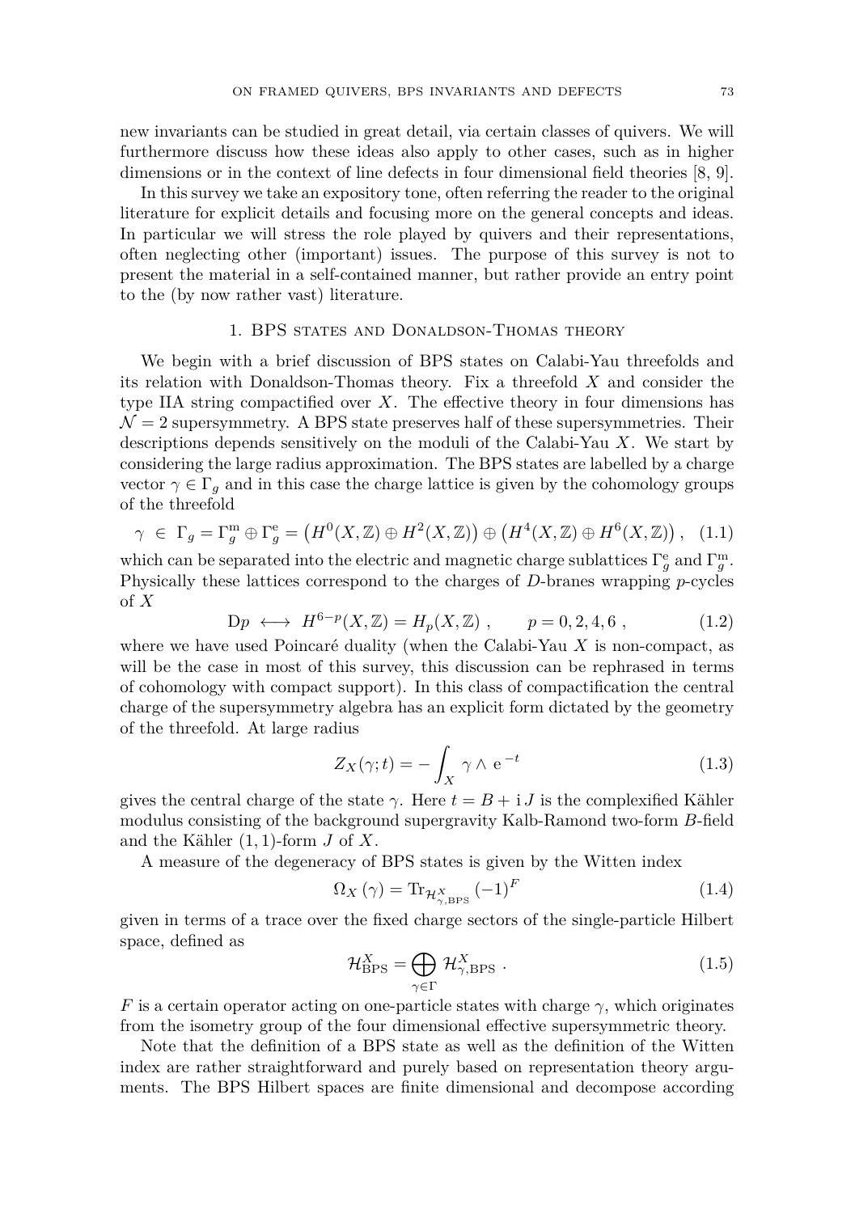new invariants can be studied in great detail, via certain classes of quivers. We will furthermore discuss how these ideas also apply to other cases, such as in higher dimensions or in the context of line defects in four dimensional field theories [8, 9].

In this survey we take an expository tone, often referring the reader to the original literature for explicit details and focusing more on the general concepts and ideas. In particular we will stress the role played by quivers and their representations, often neglecting other (important) issues. The purpose of this survey is not to present the material in a self-contained manner, but rather provide an entry point to the (by now rather vast) literature.

## 1. BPS states and Donaldson-Thomas theory

We begin with a brief discussion of BPS states on Calabi-Yau threefolds and its relation with Donaldson-Thomas theory. Fix a threefold $X$ and consider the type IIA string compactified over $X$. The effective theory in four dimensions has $\mathcal{N}=2$ supersymmetry. A BPS state preserves half of these supersymmetries. Their descriptions depends sensitively on the moduli of the Calabi-Yau $X$. We start by considering the large radius approximation. The BPS states are labelled by a charge vector $\gamma \in \Gamma_g$ and in this case the charge lattice is given by the cohomology groups of the threefold

$$\gamma \ \in \ \Gamma_g = \Gamma_g^{\mathrm{m}} \oplus \Gamma_g^{\mathrm{e}} = \left(H^0(X,\mathbb{Z}) \oplus H^2(X,\mathbb{Z})\right) \oplus \left(H^4(X,\mathbb{Z}) \oplus H^6(X,\mathbb{Z})\right) , \quad (1.1)$$

which can be separated into the electric and magnetic charge sublattices $\Gamma_g^{\mathrm{e}}$ and $\Gamma_g^{\mathrm{m}}$. Physically these lattices correspond to the charges of $D$-branes wrapping $p$-cycles of $X$

$$\mathrm{D}p \ \longleftrightarrow \ H^{6-p}(X,\mathbb{Z}) = H_p(X,\mathbb{Z}) \ , \qquad p = 0,2,4,6 \ , \quad (1.2)$$

where we have used Poincaré duality (when the Calabi-Yau $X$ is non-compact, as will be the case in most of this survey, this discussion can be rephrased in terms of cohomology with compact support). In this class of compactification the central charge of the supersymmetry algebra has an explicit form dictated by the geometry of the threefold. At large radius

$$Z_X(\gamma;t) = -\int_X \gamma \wedge \mathrm{e}^{\,-t} \quad (1.3)$$

gives the central charge of the state $\gamma$. Here $t = B + \mathrm{i}\,J$ is the complexified Kähler modulus consisting of the background supergravity Kalb-Ramond two-form $B$-field and the Kähler $(1,1)$-form $J$ of $X$.

A measure of the degeneracy of BPS states is given by the Witten index

$$\Omega_X\left(\gamma\right) = \mathrm{Tr}_{\mathcal{H}^X_{\gamma,\mathrm{BPS}}}\left(-1\right)^F \quad (1.4)$$

given in terms of a trace over the fixed charge sectors of the single-particle Hilbert space, defined as

$$\mathcal{H}^X_{\mathrm{BPS}} = \bigoplus_{\gamma\in\Gamma} \mathcal{H}^X_{\gamma,\mathrm{BPS}} \ . \quad (1.5)$$

$F$ is a certain operator acting on one-particle states with charge $\gamma$, which originates from the isometry group of the four dimensional effective supersymmetric theory.

Note that the definition of a BPS state as well as the definition of the Witten index are rather straightforward and purely based on representation theory arguments. The BPS Hilbert spaces are finite dimensional and decompose according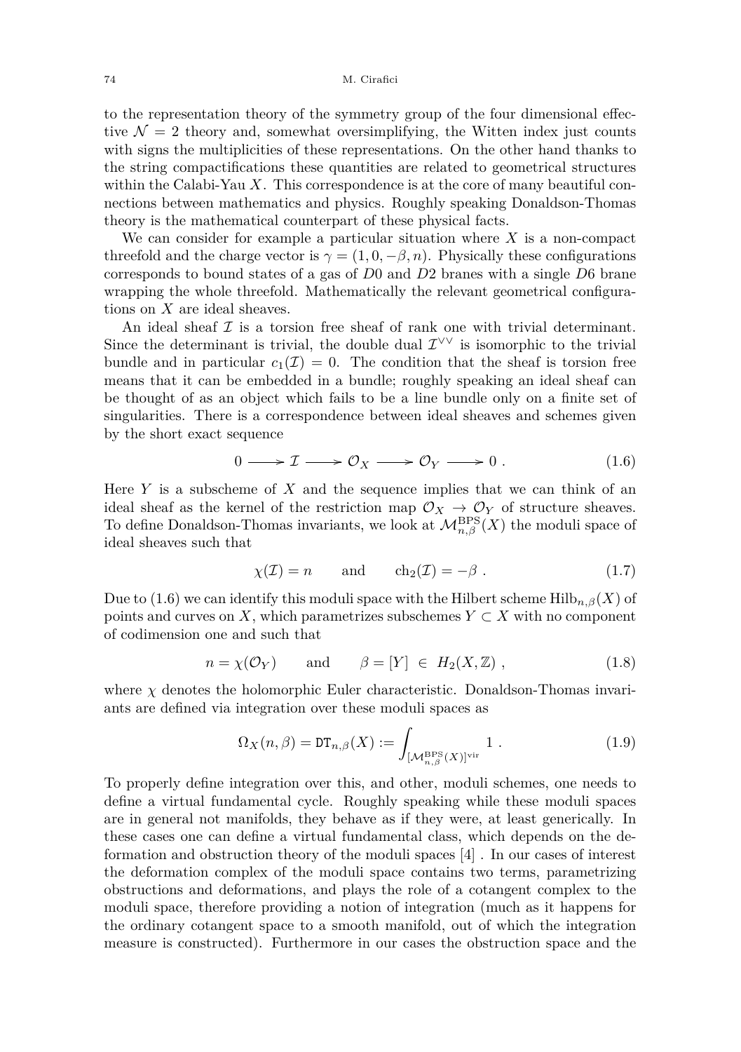to the representation theory of the symmetry group of the four dimensional effective $\mathcal{N} = 2$ theory and, somewhat oversimplifying, the Witten index just counts with signs the multiplicities of these representations. On the other hand thanks to the string compactifications these quantities are related to geometrical structures within the Calabi-Yau $X$. This correspondence is at the core of many beautiful connections between mathematics and physics. Roughly speaking Donaldson-Thomas theory is the mathematical counterpart of these physical facts.

We can consider for example a particular situation where $X$ is a non-compact threefold and the charge vector is $\gamma = (1, 0, -\beta, n)$. Physically these configurations corresponds to bound states of a gas of $D0$ and $D2$ branes with a single $D6$ brane wrapping the whole threefold. Mathematically the relevant geometrical configurations on $X$ are ideal sheaves.

An ideal sheaf $\mathcal{I}$ is a torsion free sheaf of rank one with trivial determinant. Since the determinant is trivial, the double dual $\mathcal{I}^{\vee\vee}$ is isomorphic to the trivial bundle and in particular $c_1(\mathcal{I}) = 0$. The condition that the sheaf is torsion free means that it can be embedded in a bundle; roughly speaking an ideal sheaf can be thought of as an object which fails to be a line bundle only on a finite set of singularities. There is a correspondence between ideal sheaves and schemes given by the short exact sequence

$$0 \longrightarrow \mathcal{I} \longrightarrow \mathcal{O}_X \longrightarrow \mathcal{O}_Y \longrightarrow 0 \; . \tag{1.6}$$

Here $Y$ is a subscheme of $X$ and the sequence implies that we can think of an ideal sheaf as the kernel of the restriction map $\mathcal{O}_X \to \mathcal{O}_Y$ of structure sheaves. To define Donaldson-Thomas invariants, we look at $\mathcal{M}^{\mathrm{BPS}}_{n,\beta}(X)$ the moduli space of ideal sheaves such that

$$\chi(\mathcal{I}) = n \qquad \text{and} \qquad \mathrm{ch}_2(\mathcal{I}) = -\beta \; . \tag{1.7}$$

Due to (1.6) we can identify this moduli space with the Hilbert scheme $\mathrm{Hilb}_{n,\beta}(X)$ of points and curves on $X$, which parametrizes subschemes $Y \subset X$ with no component of codimension one and such that

$$n = \chi(\mathcal{O}_Y) \qquad \text{and} \qquad \beta = [Y] \;\in\; H_2(X, \mathbb{Z}) \; , \tag{1.8}$$

where $\chi$ denotes the holomorphic Euler characteristic. Donaldson-Thomas invariants are defined via integration over these moduli spaces as

$$\Omega_X(n, \beta) = \mathtt{DT}_{n,\beta}(X) := \int_{[\mathcal{M}^{\mathrm{BPS}}_{n,\beta}(X)]^{\mathrm{vir}}} 1 \; . \tag{1.9}$$

To properly define integration over this, and other, moduli schemes, one needs to define a virtual fundamental cycle. Roughly speaking while these moduli spaces are in general not manifolds, they behave as if they were, at least generically. In these cases one can define a virtual fundamental class, which depends on the deformation and obstruction theory of the moduli spaces [4] . In our cases of interest the deformation complex of the moduli space contains two terms, parametrizing obstructions and deformations, and plays the role of a cotangent complex to the moduli space, therefore providing a notion of integration (much as it happens for the ordinary cotangent space to a smooth manifold, out of which the integration measure is constructed). Furthermore in our cases the obstruction space and the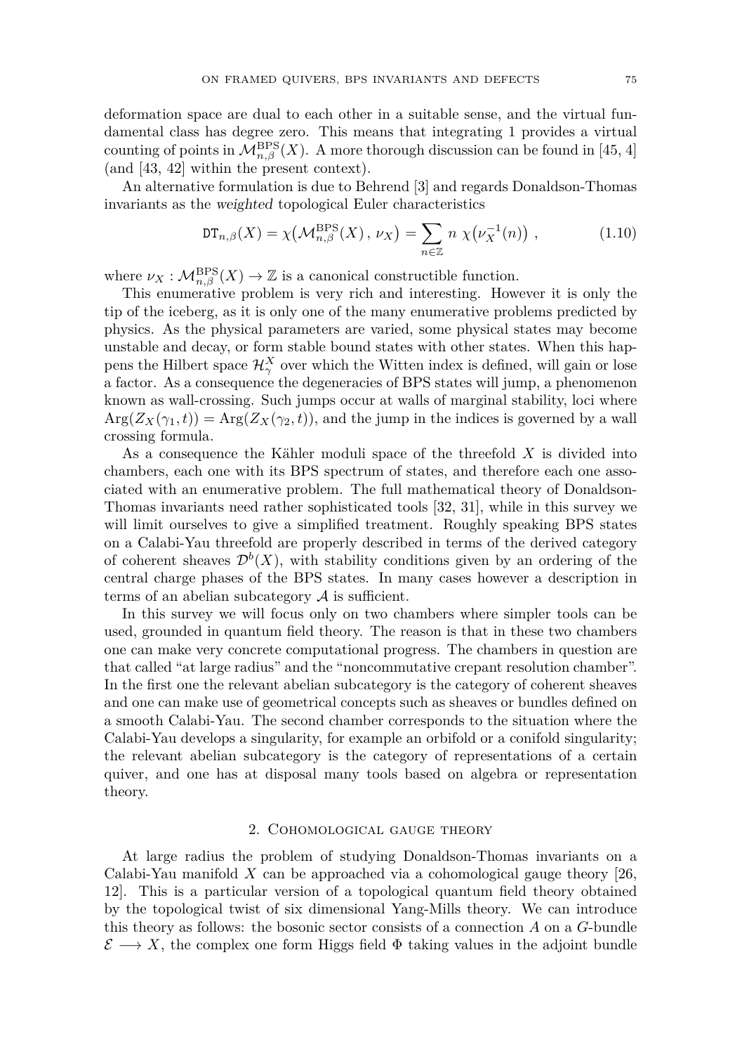deformation space are dual to each other in a suitable sense, and the virtual fundamental class has degree zero. This means that integrating 1 provides a virtual counting of points in $\mathcal{M}^{\rm BPS}_{n,\beta}(X)$. A more thorough discussion can be found in [45, 4] (and [43, 42] within the present context).

An alternative formulation is due to Behrend [3] and regards Donaldson-Thomas invariants as the *weighted* topological Euler characteristics

$$\mathtt{DT}_{n,\beta}(X) = \chi\big(\mathcal{M}^{\rm BPS}_{n,\beta}(X)\,,\,\nu_X\big) = \sum_{n\in\mathbb{Z}} n\ \chi\big(\nu_X^{-1}(n)\big)\ , \tag{1.10}$$

where $\nu_X : \mathcal{M}^{\rm BPS}_{n,\beta}(X) \to \mathbb{Z}$ is a canonical constructible function.

This enumerative problem is very rich and interesting. However it is only the tip of the iceberg, as it is only one of the many enumerative problems predicted by physics. As the physical parameters are varied, some physical states may become unstable and decay, or form stable bound states with other states. When this happens the Hilbert space $\mathcal{H}^X_\gamma$ over which the Witten index is defined, will gain or lose a factor. As a consequence the degeneracies of BPS states will jump, a phenomenon known as wall-crossing. Such jumps occur at walls of marginal stability, loci where $\mathrm{Arg}(Z_X(\gamma_1,t)) = \mathrm{Arg}(Z_X(\gamma_2,t))$, and the jump in the indices is governed by a wall crossing formula.

As a consequence the Kähler moduli space of the threefold $X$ is divided into chambers, each one with its BPS spectrum of states, and therefore each one associated with an enumerative problem. The full mathematical theory of Donaldson-Thomas invariants need rather sophisticated tools [32, 31], while in this survey we will limit ourselves to give a simplified treatment. Roughly speaking BPS states on a Calabi-Yau threefold are properly described in terms of the derived category of coherent sheaves $\mathcal{D}^b(X)$, with stability conditions given by an ordering of the central charge phases of the BPS states. In many cases however a description in terms of an abelian subcategory $\mathcal{A}$ is sufficient.

In this survey we will focus only on two chambers where simpler tools can be used, grounded in quantum field theory. The reason is that in these two chambers one can make very concrete computational progress. The chambers in question are that called "at large radius" and the "noncommutative crepant resolution chamber". In the first one the relevant abelian subcategory is the category of coherent sheaves and one can make use of geometrical concepts such as sheaves or bundles defined on a smooth Calabi-Yau. The second chamber corresponds to the situation where the Calabi-Yau develops a singularity, for example an orbifold or a conifold singularity; the relevant abelian subcategory is the category of representations of a certain quiver, and one has at disposal many tools based on algebra or representation theory.

## 2. Cohomological gauge theory

At large radius the problem of studying Donaldson-Thomas invariants on a Calabi-Yau manifold $X$ can be approached via a cohomological gauge theory [26, 12]. This is a particular version of a topological quantum field theory obtained by the topological twist of six dimensional Yang-Mills theory. We can introduce this theory as follows: the bosonic sector consists of a connection $A$ on a $G$-bundle $\mathcal{E} \longrightarrow X$, the complex one form Higgs field $\Phi$ taking values in the adjoint bundle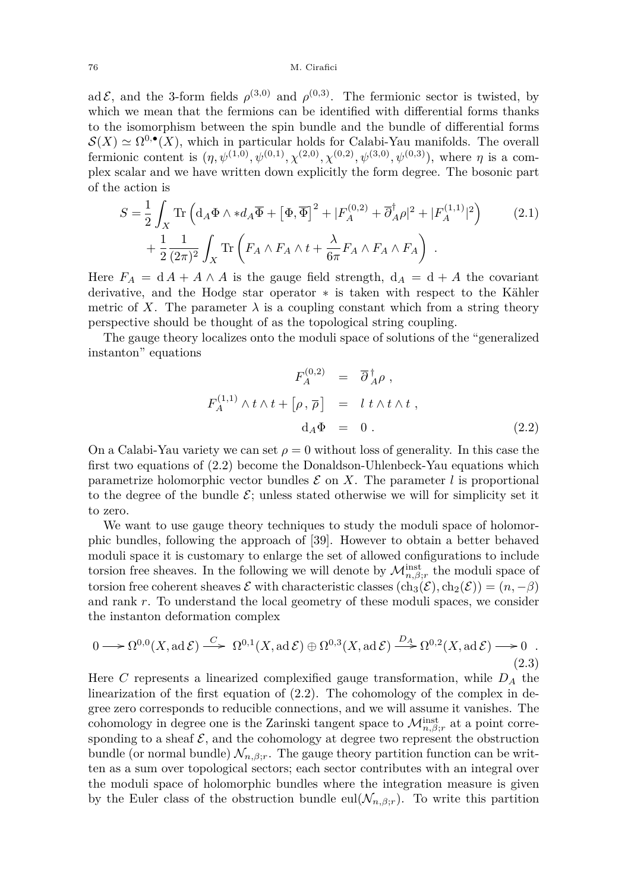$\mathrm{ad}\,\mathcal{E}$, and the 3-form fields $\rho^{(3,0)}$ and $\rho^{(0,3)}$. The fermionic sector is twisted, by which we mean that the fermions can be identified with differential forms thanks to the isomorphism between the spin bundle and the bundle of differential forms $\mathcal{S}(X) \simeq \Omega^{0,\bullet}(X)$, which in particular holds for Calabi-Yau manifolds. The overall fermionic content is $(\eta, \psi^{(1,0)}, \psi^{(0,1)}, \chi^{(2,0)}, \chi^{(0,2)}, \psi^{(3,0)}, \psi^{(0,3)})$, where $\eta$ is a complex scalar and we have written down explicitly the form degree. The bosonic part of the action is

$$
\begin{aligned}
S = & \frac{1}{2} \int_X \mathrm{Tr} \left( \mathrm{d}_A \Phi \wedge * d_A \overline{\Phi} + \left[ \Phi, \overline{\Phi} \right]^2 + |F_A^{(0,2)} + \overline{\partial}_A^{\dagger} \rho|^2 + |F_A^{(1,1)}|^2 \right) \\
& + \frac{1}{2} \frac{1}{(2\pi)^2} \int_X \mathrm{Tr} \left( F_A \wedge F_A \wedge t + \frac{\lambda}{6\pi} F_A \wedge F_A \wedge F_A \right) \ .
\end{aligned}
\tag{2.1}
$$

Here $F_A = \mathrm{d}\, A + A \wedge A$ is the gauge field strength, $\mathrm{d}_A = \mathrm{d} + A$ the covariant derivative, and the Hodge star operator $*$ is taken with respect to the Kähler metric of $X$. The parameter $\lambda$ is a coupling constant which from a string theory perspective should be thought of as the topological string coupling.

The gauge theory localizes onto the moduli space of solutions of the "generalized instanton" equations

$$
\begin{aligned}
F_A^{(0,2)} &= \overline{\partial}\,{}_A^{\dagger} \rho \ , \\
F_A^{(1,1)} \wedge t \wedge t + \left[ \rho \, , \overline{\rho} \right] &= l \; t \wedge t \wedge t \ , \\
\mathrm{d}_A \Phi &= 0 \ .
\end{aligned}
\tag{2.2}
$$

On a Calabi-Yau variety we can set $\rho = 0$ without loss of generality. In this case the first two equations of (2.2) become the Donaldson-Uhlenbeck-Yau equations which parametrize holomorphic vector bundles $\mathcal{E}$ on $X$. The parameter $l$ is proportional to the degree of the bundle $\mathcal{E}$; unless stated otherwise we will for simplicity set it to zero.

We want to use gauge theory techniques to study the moduli space of holomorphic bundles, following the approach of [39]. However to obtain a better behaved moduli space it is customary to enlarge the set of allowed configurations to include torsion free sheaves. In the following we will denote by $\mathcal{M}^{\mathrm{inst}}_{n,\beta;r}$ the moduli space of torsion free coherent sheaves $\mathcal{E}$ with characteristic classes $(\mathrm{ch}_3(\mathcal{E}), \mathrm{ch}_2(\mathcal{E})) = (n, -\beta)$ and rank $r$. To understand the local geometry of these moduli spaces, we consider the instanton deformation complex

$$
0 \longrightarrow \Omega^{0,0}(X, \mathrm{ad}\,\mathcal{E}) \xrightarrow{\ C\ } \Omega^{0,1}(X, \mathrm{ad}\,\mathcal{E}) \oplus \Omega^{0,3}(X, \mathrm{ad}\,\mathcal{E}) \xrightarrow{\ D_A\ } \Omega^{0,2}(X, \mathrm{ad}\,\mathcal{E}) \longrightarrow 0 \ .
\tag{2.3}
$$

Here $C$ represents a linearized complexified gauge transformation, while $D_A$ the linearization of the first equation of (2.2). The cohomology of the complex in degree zero corresponds to reducible connections, and we will assume it vanishes. The cohomology in degree one is the Zarinski tangent space to $\mathcal{M}^{\mathrm{inst}}_{n,\beta;r}$ at a point corresponding to a sheaf $\mathcal{E}$, and the cohomology at degree two represent the obstruction bundle (or normal bundle) $\mathcal{N}_{n,\beta;r}$. The gauge theory partition function can be written as a sum over topological sectors; each sector contributes with an integral over the moduli space of holomorphic bundles where the integration measure is given by the Euler class of the obstruction bundle $\mathrm{eul}(\mathcal{N}_{n,\beta;r})$. To write this partition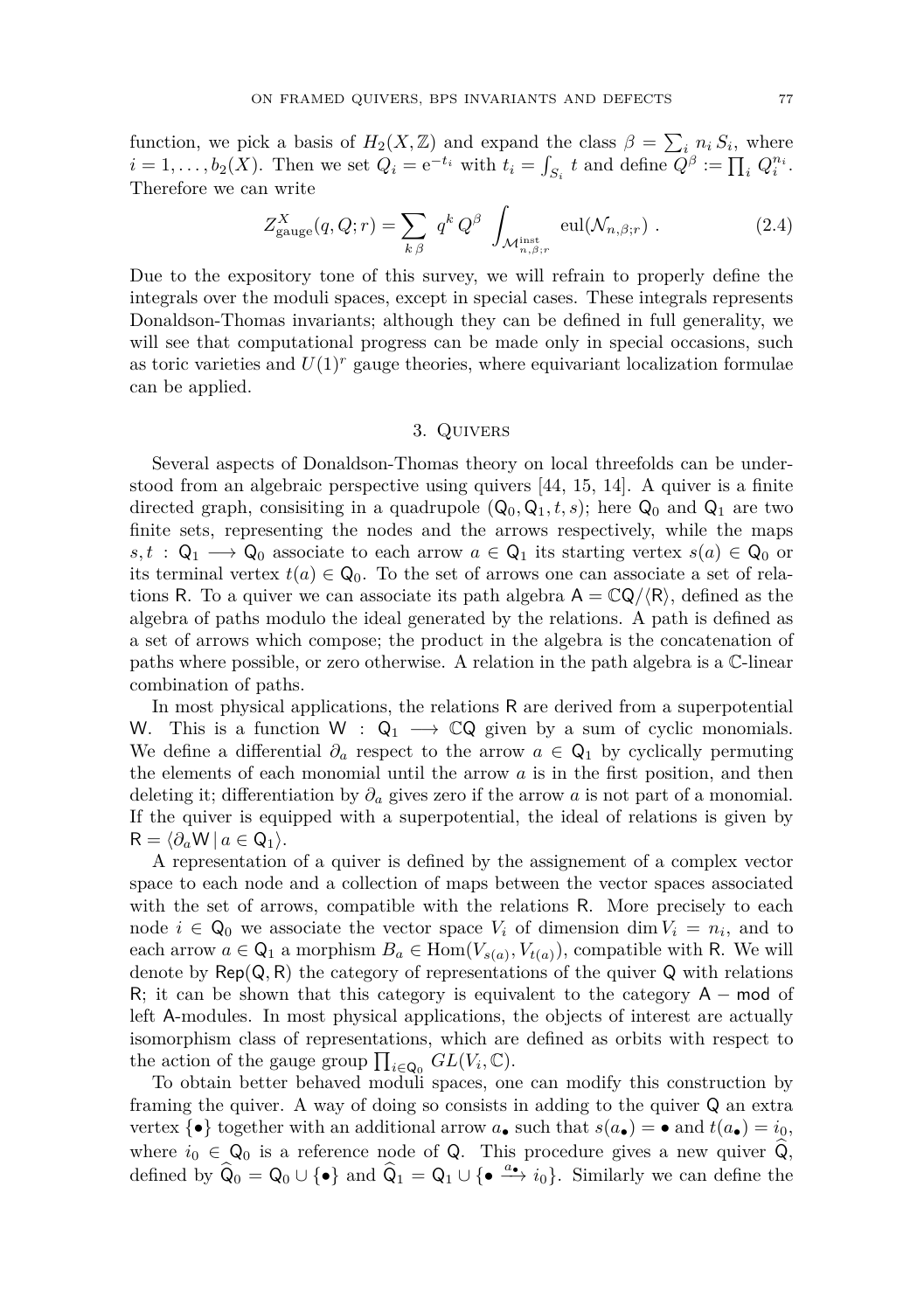function, we pick a basis of $H_2(X,\mathbb{Z})$ and expand the class $\beta = \sum_i n_i S_i$, where $i = 1, \dots, b_2(X)$. Then we set $Q_i = e^{-t_i}$ with $t_i = \int_{S_i} t$ and define $Q^\beta := \prod_i Q_i^{n_i}$. Therefore we can write

$$Z_{\text{gauge}}^X(q, Q; r) = \sum_{k\,\beta} q^k Q^\beta \int_{\mathcal{M}_{n,\beta;r}^{\text{inst}}} \text{eul}(\mathcal{N}_{n,\beta;r}) \ . \tag{2.4}$$

Due to the expository tone of this survey, we will refrain to properly define the integrals over the moduli spaces, except in special cases. These integrals represents Donaldson-Thomas invariants; although they can be defined in full generality, we will see that computational progress can be made only in special occasions, such as toric varieties and $U(1)^r$ gauge theories, where equivariant localization formulae can be applied.

## 3. Quivers

Several aspects of Donaldson-Thomas theory on local threefolds can be understood from an algebraic perspective using quivers [44, 15, 14]. A quiver is a finite directed graph, consisiting in a quadrupole $(\mathsf{Q}_0, \mathsf{Q}_1, t, s)$; here $\mathsf{Q}_0$ and $\mathsf{Q}_1$ are two finite sets, representing the nodes and the arrows respectively, while the maps $s, t : \mathsf{Q}_1 \longrightarrow \mathsf{Q}_0$ associate to each arrow $a \in \mathsf{Q}_1$ its starting vertex $s(a) \in \mathsf{Q}_0$ or its terminal vertex $t(a) \in \mathsf{Q}_0$. To the set of arrows one can associate a set of relations $\mathsf{R}$. To a quiver we can associate its path algebra $\mathsf{A} = \mathbb{C}\mathsf{Q}/\langle\mathsf{R}\rangle$, defined as the algebra of paths modulo the ideal generated by the relations. A path is defined as a set of arrows which compose; the product in the algebra is the concatenation of paths where possible, or zero otherwise. A relation in the path algebra is a $\mathbb{C}$-linear combination of paths.

In most physical applications, the relations $\mathsf{R}$ are derived from a superpotential $\mathsf{W}$. This is a function $\mathsf{W} : \mathsf{Q}_1 \longrightarrow \mathbb{C}\mathsf{Q}$ given by a sum of cyclic monomials. We define a differential $\partial_a$ respect to the arrow $a \in \mathsf{Q}_1$ by cyclically permuting the elements of each monomial until the arrow $a$ is in the first position, and then deleting it; differentiation by $\partial_a$ gives zero if the arrow $a$ is not part of a monomial. If the quiver is equipped with a superpotential, the ideal of relations is given by $\mathsf{R} = \langle \partial_a \mathsf{W} \,|\, a \in \mathsf{Q}_1 \rangle$.

A representation of a quiver is defined by the assignement of a complex vector space to each node and a collection of maps between the vector spaces associated with the set of arrows, compatible with the relations $\mathsf{R}$. More precisely to each node $i \in \mathsf{Q}_0$ we associate the vector space $V_i$ of dimension $\dim V_i = n_i$, and to each arrow $a \in \mathsf{Q}_1$ a morphism $B_a \in \text{Hom}(V_{s(a)}, V_{t(a)})$, compatible with $\mathsf{R}$. We will denote by $\mathsf{Rep}(\mathsf{Q}, \mathsf{R})$ the category of representations of the quiver $\mathsf{Q}$ with relations $\mathsf{R}$; it can be shown that this category is equivalent to the category $\mathsf{A} - \mathsf{mod}$ of left $\mathsf{A}$-modules. In most physical applications, the objects of interest are actually isomorphism class of representations, which are defined as orbits with respect to the action of the gauge group $\prod_{i \in \mathsf{Q}_0} GL(V_i, \mathbb{C})$.

To obtain better behaved moduli spaces, one can modify this construction by framing the quiver. A way of doing so consists in adding to the quiver $\mathsf{Q}$ an extra vertex $\{\bullet\}$ together with an additional arrow $a_\bullet$ such that $s(a_\bullet) = \bullet$ and $t(a_\bullet) = i_0$, where $i_0 \in \mathsf{Q}_0$ is a reference node of $\mathsf{Q}$. This procedure gives a new quiver $\widehat{\mathsf{Q}}$, defined by $\widehat{\mathsf{Q}}_0 = \mathsf{Q}_0 \cup \{\bullet\}$ and $\widehat{\mathsf{Q}}_1 = \mathsf{Q}_1 \cup \{\bullet \xrightarrow{a_\bullet} i_0\}$. Similarly we can define the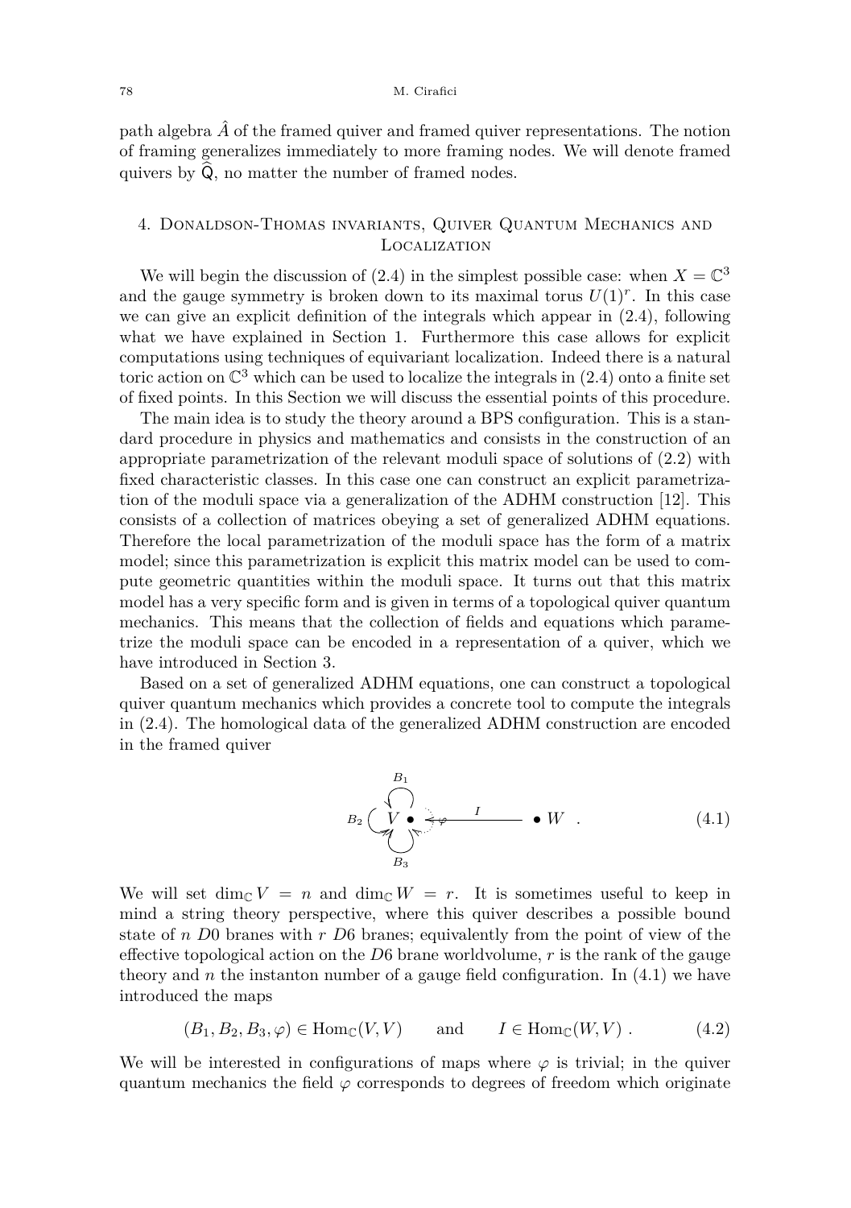path algebra $\hat{A}$ of the framed quiver and framed quiver representations. The notion of framing generalizes immediately to more framing nodes. We will denote framed quivers by $\widehat{\mathsf{Q}}$, no matter the number of framed nodes.

## 4. Donaldson-Thomas invariants, Quiver Quantum Mechanics and Localization

We will begin the discussion of (2.4) in the simplest possible case: when $X = \mathbb{C}^3$ and the gauge symmetry is broken down to its maximal torus $U(1)^r$. In this case we can give an explicit definition of the integrals which appear in (2.4), following what we have explained in Section 1. Furthermore this case allows for explicit computations using techniques of equivariant localization. Indeed there is a natural toric action on $\mathbb{C}^3$ which can be used to localize the integrals in (2.4) onto a finite set of fixed points. In this Section we will discuss the essential points of this procedure.

The main idea is to study the theory around a BPS configuration. This is a standard procedure in physics and mathematics and consists in the construction of an appropriate parametrization of the relevant moduli space of solutions of (2.2) with fixed characteristic classes. In this case one can construct an explicit parametrization of the moduli space via a generalization of the ADHM construction [12]. This consists of a collection of matrices obeying a set of generalized ADHM equations. Therefore the local parametrization of the moduli space has the form of a matrix model; since this parametrization is explicit this matrix model can be used to compute geometric quantities within the moduli space. It turns out that this matrix model has a very specific form and is given in terms of a topological quiver quantum mechanics. This means that the collection of fields and equations which parametrize the moduli space can be encoded in a representation of a quiver, which we have introduced in Section 3.

Based on a set of generalized ADHM equations, one can construct a topological quiver quantum mechanics which provides a concrete tool to compute the integrals in (2.4). The homological data of the generalized ADHM construction are encoded in the framed quiver

$$
B_1, B_2, B_3 \circlearrowright V \bullet \underset{\varphi}{\dashrightarrow} \xleftarrow{\ I\ } \bullet\, W \ . \tag{4.1}
$$

We will set $\dim_{\mathbb{C}} V = n$ and $\dim_{\mathbb{C}} W = r$. It is sometimes useful to keep in mind a string theory perspective, where this quiver describes a possible bound state of $n$ $D0$ branes with $r$ $D6$ branes; equivalently from the point of view of the effective topological action on the $D6$ brane worldvolume, $r$ is the rank of the gauge theory and $n$ the instanton number of a gauge field configuration. In (4.1) we have introduced the maps

$$
(B_1, B_2, B_3, \varphi) \in \mathrm{Hom}_{\mathbb{C}}(V, V) \qquad \text{and} \qquad I \in \mathrm{Hom}_{\mathbb{C}}(W, V) \ . \tag{4.2}
$$

We will be interested in configurations of maps where $\varphi$ is trivial; in the quiver quantum mechanics the field $\varphi$ corresponds to degrees of freedom which originate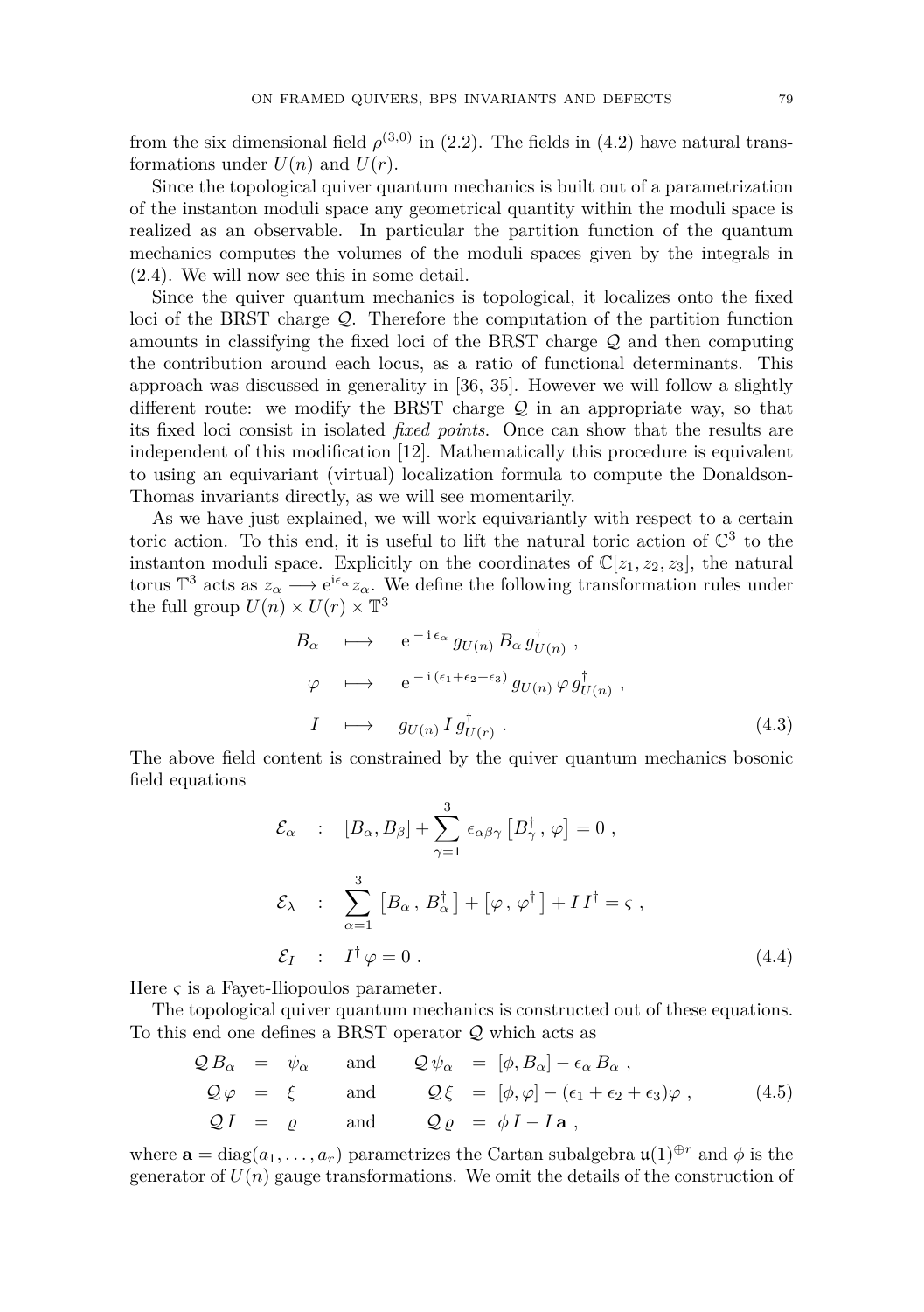from the six dimensional field $\rho^{(3,0)}$ in (2.2). The fields in (4.2) have natural transformations under $U(n)$ and $U(r)$.

Since the topological quiver quantum mechanics is built out of a parametrization of the instanton moduli space any geometrical quantity within the moduli space is realized as an observable. In particular the partition function of the quantum mechanics computes the volumes of the moduli spaces given by the integrals in (2.4). We will now see this in some detail.

Since the quiver quantum mechanics is topological, it localizes onto the fixed loci of the BRST charge $\mathcal{Q}$. Therefore the computation of the partition function amounts in classifying the fixed loci of the BRST charge $\mathcal{Q}$ and then computing the contribution around each locus, as a ratio of functional determinants. This approach was discussed in generality in [36, 35]. However we will follow a slightly different route: we modify the BRST charge $\mathcal{Q}$ in an appropriate way, so that its fixed loci consist in isolated *fixed points*. Once can show that the results are independent of this modification [12]. Mathematically this procedure is equivalent to using an equivariant (virtual) localization formula to compute the Donaldson-Thomas invariants directly, as we will see momentarily.

As we have just explained, we will work equivariantly with respect to a certain toric action. To this end, it is useful to lift the natural toric action of $\mathbb{C}^3$ to the instanton moduli space. Explicitly on the coordinates of $\mathbb{C}[z_1, z_2, z_3]$, the natural torus $\mathbb{T}^3$ acts as $z_\alpha \longrightarrow \mathrm{e}^{\mathrm{i}\epsilon_\alpha} z_\alpha$. We define the following transformation rules under the full group $U(n) \times U(r) \times \mathbb{T}^3$

$$
\begin{aligned}
B_\alpha \quad &\longmapsto \quad \mathrm{e}^{-\,\mathrm{i}\,\epsilon_\alpha}\, g_{U(n)}\, B_\alpha\, g_{U(n)}^\dagger \ , \\
\varphi \quad &\longmapsto \quad \mathrm{e}^{-\,\mathrm{i}\,(\epsilon_1+\epsilon_2+\epsilon_3)}\, g_{U(n)}\, \varphi\, g_{U(n)}^\dagger \ , \\
I \quad &\longmapsto \quad g_{U(n)}\, I\, g_{U(r)}^\dagger \ .
\end{aligned} \tag{4.3}
$$

The above field content is constrained by the quiver quantum mechanics bosonic field equations

$$
\begin{aligned}
\mathcal{E}_\alpha \quad &: \quad [B_\alpha, B_\beta] + \sum_{\gamma=1}^{3} \epsilon_{\alpha\beta\gamma} \left[B_\gamma^\dagger\, ,\, \varphi\right] = 0 \ , \\
\mathcal{E}_\lambda \quad &: \quad \sum_{\alpha=1}^{3} \left[B_\alpha\, ,\, B_\alpha^\dagger\right] + \left[\varphi\, ,\, \varphi^\dagger\right] + I\, I^\dagger = \varsigma \ , \\
\mathcal{E}_I \quad &: \quad I^\dagger\, \varphi = 0 \ .
\end{aligned} \tag{4.4}
$$

Here $\varsigma$ is a Fayet-Iliopoulos parameter.

The topological quiver quantum mechanics is constructed out of these equations. To this end one defines a BRST operator $\mathcal{Q}$ which acts as

$$
\begin{aligned}
\mathcal{Q}\, B_\alpha \ &= \ \psi_\alpha \qquad \text{and} \qquad \mathcal{Q}\, \psi_\alpha \ = \ [\phi, B_\alpha] - \epsilon_\alpha\, B_\alpha \ , \\
\mathcal{Q}\, \varphi \ &= \ \xi \qquad\ \ \text{and} \qquad \mathcal{Q}\, \xi \ = \ [\phi, \varphi] - (\epsilon_1 + \epsilon_2 + \epsilon_3)\varphi \ , \\
\mathcal{Q}\, I \ &= \ \varrho \qquad\ \ \text{and} \qquad \mathcal{Q}\, \varrho \ = \ \phi\, I - I\, \mathbf{a} \ ,
\end{aligned} \tag{4.5}
$$

where $\mathbf{a} = \mathrm{diag}(a_1, \dots, a_r)$ parametrizes the Cartan subalgebra $\mathfrak{u}(1)^{\oplus r}$ and $\phi$ is the generator of $U(n)$ gauge transformations. We omit the details of the construction of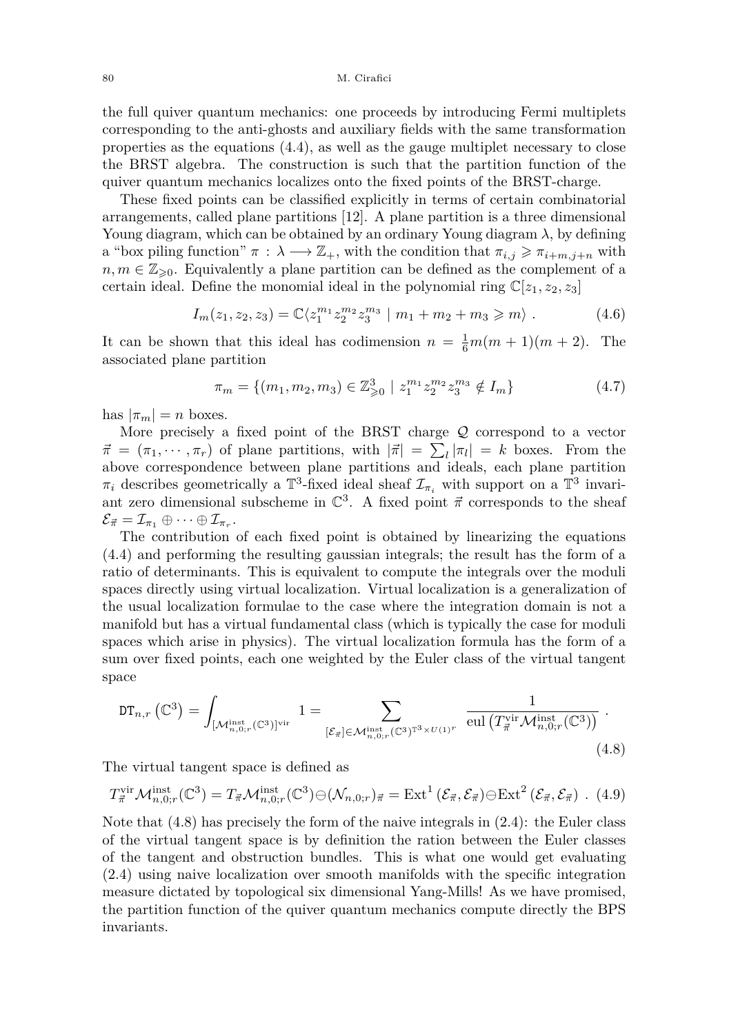the full quiver quantum mechanics: one proceeds by introducing Fermi multiplets corresponding to the anti-ghosts and auxiliary fields with the same transformation properties as the equations (4.4), as well as the gauge multiplet necessary to close the BRST algebra. The construction is such that the partition function of the quiver quantum mechanics localizes onto the fixed points of the BRST-charge.

These fixed points can be classified explicitly in terms of certain combinatorial arrangements, called plane partitions [12]. A plane partition is a three dimensional Young diagram, which can be obtained by an ordinary Young diagram $\lambda$, by defining a "box piling function" $\pi : \lambda \longrightarrow \mathbb{Z}_+$, with the condition that $\pi_{i,j} \geqslant \pi_{i+m,j+n}$ with $n, m \in \mathbb{Z}_{\geqslant 0}$. Equivalently a plane partition can be defined as the complement of a certain ideal. Define the monomial ideal in the polynomial ring $\mathbb{C}[z_1, z_2, z_3]$

$$I_m(z_1,z_2,z_3) = \mathbb{C}\langle z_1^{m_1} z_2^{m_2} z_3^{m_3} \mid m_1+m_2+m_3 \geqslant m \rangle \ . \tag{4.6}$$

It can be shown that this ideal has codimension $n = \frac{1}{6}m(m+1)(m+2)$. The associated plane partition

$$\pi_m = \{(m_1,m_2,m_3) \in \mathbb{Z}^3_{\geqslant 0} \mid z_1^{m_1} z_2^{m_2} z_3^{m_3} \notin I_m\} \tag{4.7}$$

has $|\pi_m| = n$ boxes.

More precisely a fixed point of the BRST charge $\mathcal{Q}$ correspond to a vector $\vec{\pi} = (\pi_1, \cdots, \pi_r)$ of plane partitions, with $|\vec{\pi}| = \sum_l |\pi_l| = k$ boxes. From the above correspondence between plane partitions and ideals, each plane partition $\pi_i$ describes geometrically a $\mathbb{T}^3$-fixed ideal sheaf $\mathcal{I}_{\pi_i}$ with support on a $\mathbb{T}^3$ invariant zero dimensional subscheme in $\mathbb{C}^3$. A fixed point $\vec{\pi}$ corresponds to the sheaf $\mathcal{E}_{\vec{\pi}} = \mathcal{I}_{\pi_1} \oplus \cdots \oplus \mathcal{I}_{\pi_r}$.

The contribution of each fixed point is obtained by linearizing the equations (4.4) and performing the resulting gaussian integrals; the result has the form of a ratio of determinants. This is equivalent to compute the integrals over the moduli spaces directly using virtual localization. Virtual localization is a generalization of the usual localization formulae to the case where the integration domain is not a manifold but has a virtual fundamental class (which is typically the case for moduli spaces which arise in physics). The virtual localization formula has the form of a sum over fixed points, each one weighted by the Euler class of the virtual tangent space

$$\mathtt{DT}_{n,r}\left(\mathbb{C}^3\right) = \int_{[\mathcal{M}^{\rm inst}_{n,0;r}(\mathbb{C}^3)]^{\rm vir}} 1 = \sum_{[\mathcal{E}_{\vec{\pi}}] \in \mathcal{M}^{\rm inst}_{n,0;r}(\mathbb{C}^3)^{\mathbb{T}^3 \times U(1)^r}} \frac{1}{\mathrm{eul}\left(T^{\rm vir}_{\vec{\pi}} \mathcal{M}^{\rm inst}_{n,0;r}(\mathbb{C}^3)\right)} \ . \tag{4.8}$$

The virtual tangent space is defined as

$$T^{\rm vir}_{\vec{\pi}} \mathcal{M}^{\rm inst}_{n,0;r}(\mathbb{C}^3) = T_{\vec{\pi}} \mathcal{M}^{\rm inst}_{n,0;r}(\mathbb{C}^3) \ominus (\mathcal{N}_{n,0;r})_{\vec{\pi}} = \mathrm{Ext}^1\left(\mathcal{E}_{\vec{\pi}}, \mathcal{E}_{\vec{\pi}}\right) \ominus \mathrm{Ext}^2\left(\mathcal{E}_{\vec{\pi}}, \mathcal{E}_{\vec{\pi}}\right) \ . \tag{4.9}$$

Note that (4.8) has precisely the form of the naive integrals in (2.4): the Euler class of the virtual tangent space is by definition the ration between the Euler classes of the tangent and obstruction bundles. This is what one would get evaluating (2.4) using naive localization over smooth manifolds with the specific integration measure dictated by topological six dimensional Yang-Mills! As we have promised, the partition function of the quiver quantum mechanics compute directly the BPS invariants.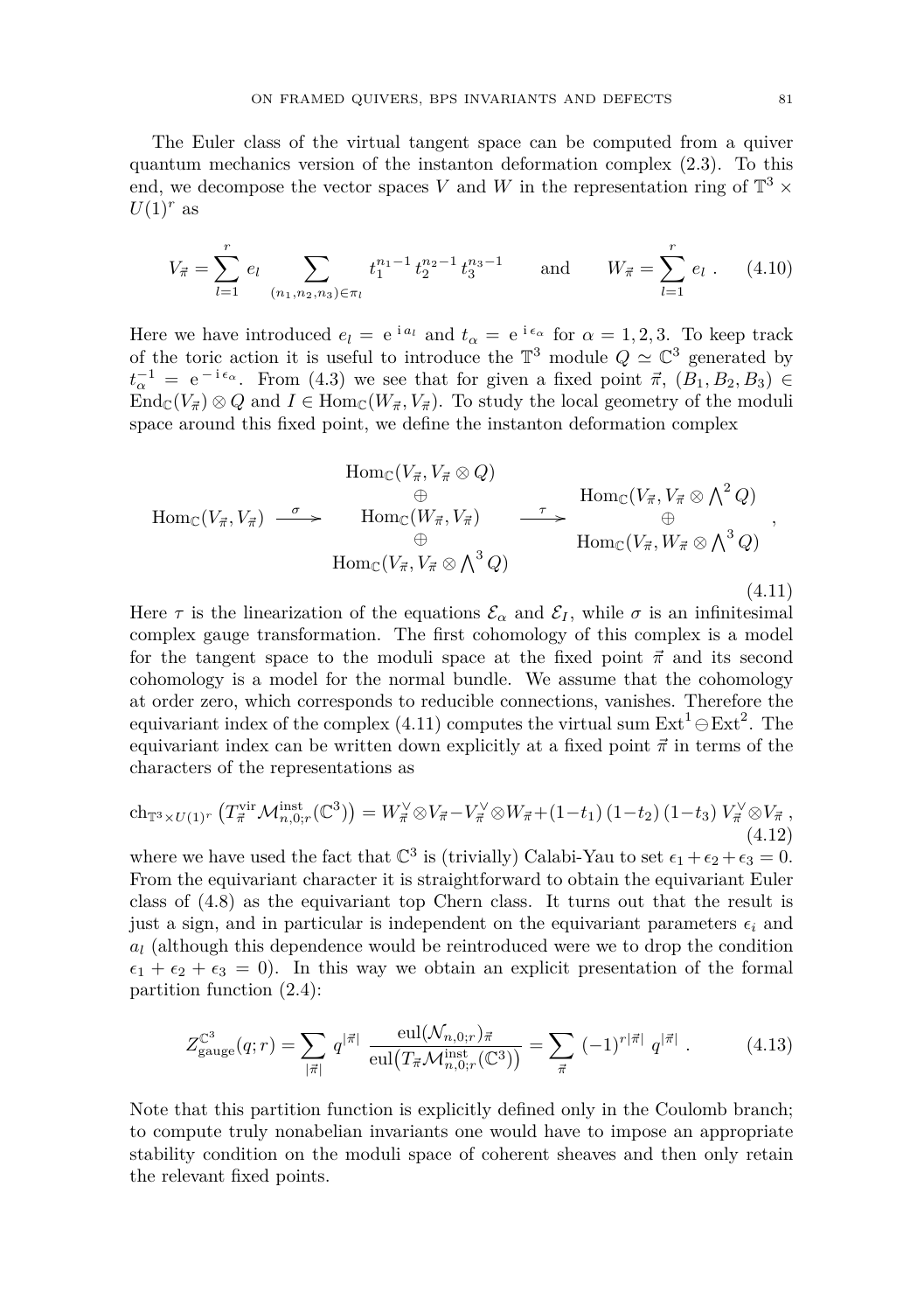The Euler class of the virtual tangent space can be computed from a quiver quantum mechanics version of the instanton deformation complex (2.3). To this end, we decompose the vector spaces $V$ and $W$ in the representation ring of $\mathbb{T}^3 \times U(1)^r$ as

$$V_{\vec{\pi}} = \sum_{l=1}^{r} e_l \sum_{(n_1,n_2,n_3)\in\pi_l} t_1^{n_1-1}\, t_2^{n_2-1}\, t_3^{n_3-1} \qquad \text{and} \qquad W_{\vec{\pi}} = \sum_{l=1}^{r} e_l \ . \tag{4.10}$$

Here we have introduced $e_l = \mathrm{e}^{\,\mathrm{i}\, a_l}$ and $t_\alpha = \mathrm{e}^{\,\mathrm{i}\, \epsilon_\alpha}$ for $\alpha = 1,2,3$. To keep track of the toric action it is useful to introduce the $\mathbb{T}^3$ module $Q \simeq \mathbb{C}^3$ generated by $t_\alpha^{-1} = \mathrm{e}^{-\mathrm{i}\,\epsilon_\alpha}$. From (4.3) we see that for given a fixed point $\vec{\pi}$, $(B_1,B_2,B_3) \in \mathrm{End}_{\mathbb{C}}(V_{\vec{\pi}}) \otimes Q$ and $I \in \mathrm{Hom}_{\mathbb{C}}(W_{\vec{\pi}}, V_{\vec{\pi}})$. To study the local geometry of the moduli space around this fixed point, we define the instanton deformation complex

$$\mathrm{Hom}_{\mathbb{C}}(V_{\vec{\pi}}, V_{\vec{\pi}}) \xrightarrow{\ \sigma\ } \begin{array}{c} \mathrm{Hom}_{\mathbb{C}}(V_{\vec{\pi}}, V_{\vec{\pi}} \otimes Q) \\ \oplus \\ \mathrm{Hom}_{\mathbb{C}}(W_{\vec{\pi}}, V_{\vec{\pi}}) \\ \oplus \\ \mathrm{Hom}_{\mathbb{C}}(V_{\vec{\pi}}, V_{\vec{\pi}} \otimes \bigwedge^3 Q) \end{array} \xrightarrow{\ \tau\ } \begin{array}{c} \mathrm{Hom}_{\mathbb{C}}(V_{\vec{\pi}}, V_{\vec{\pi}} \otimes \bigwedge^2 Q) \\ \oplus \\ \mathrm{Hom}_{\mathbb{C}}(V_{\vec{\pi}}, W_{\vec{\pi}} \otimes \bigwedge^3 Q) \end{array} , \tag{4.11}$$

Here $\tau$ is the linearization of the equations $\mathcal{E}_\alpha$ and $\mathcal{E}_I$, while $\sigma$ is an infinitesimal complex gauge transformation. The first cohomology of this complex is a model for the tangent space to the moduli space at the fixed point $\vec{\pi}$ and its second cohomology is a model for the normal bundle. We assume that the cohomology at order zero, which corresponds to reducible connections, vanishes. Therefore the equivariant index of the complex (4.11) computes the virtual sum $\mathrm{Ext}^1 \ominus \mathrm{Ext}^2$. The equivariant index can be written down explicitly at a fixed point $\vec{\pi}$ in terms of the characters of the representations as

$$\mathrm{ch}_{\mathbb{T}^3\times U(1)^r}\left(T^{\mathrm{vir}}_{\vec{\pi}} \mathcal{M}^{\mathrm{inst}}_{n,0;r}(\mathbb{C}^3)\right) = W_{\vec{\pi}}^\vee \otimes V_{\vec{\pi}} - V_{\vec{\pi}}^\vee \otimes W_{\vec{\pi}} + (1-t_1)\,(1-t_2)\,(1-t_3)\; V_{\vec{\pi}}^\vee \otimes V_{\vec{\pi}} \ , \tag{4.12}$$

where we have used the fact that $\mathbb{C}^3$ is (trivially) Calabi-Yau to set $\epsilon_1+\epsilon_2+\epsilon_3 = 0$. From the equivariant character it is straightforward to obtain the equivariant Euler class of (4.8) as the equivariant top Chern class. It turns out that the result is just a sign, and in particular is independent on the equivariant parameters $\epsilon_i$ and $a_l$ (although this dependence would be reintroduced were we to drop the condition $\epsilon_1+\epsilon_2+\epsilon_3 = 0$). In this way we obtain an explicit presentation of the formal partition function (2.4):

$$Z^{\mathbb{C}^3}_{\mathrm{gauge}}(q;r) = \sum_{|\vec{\pi}|} q^{|\vec{\pi}|}\ \frac{\mathrm{eul}(\mathcal{N}_{n,0;r})_{\vec{\pi}}}{\mathrm{eul}\big(T_{\vec{\pi}}\mathcal{M}^{\mathrm{inst}}_{n,0;r}(\mathbb{C}^3)\big)} = \sum_{\vec{\pi}}\ (-1)^{r|\vec{\pi}|}\ q^{|\vec{\pi}|} \ . \tag{4.13}$$

Note that this partition function is explicitly defined only in the Coulomb branch; to compute truly nonabelian invariants one would have to impose an appropriate stability condition on the moduli space of coherent sheaves and then only retain the relevant fixed points.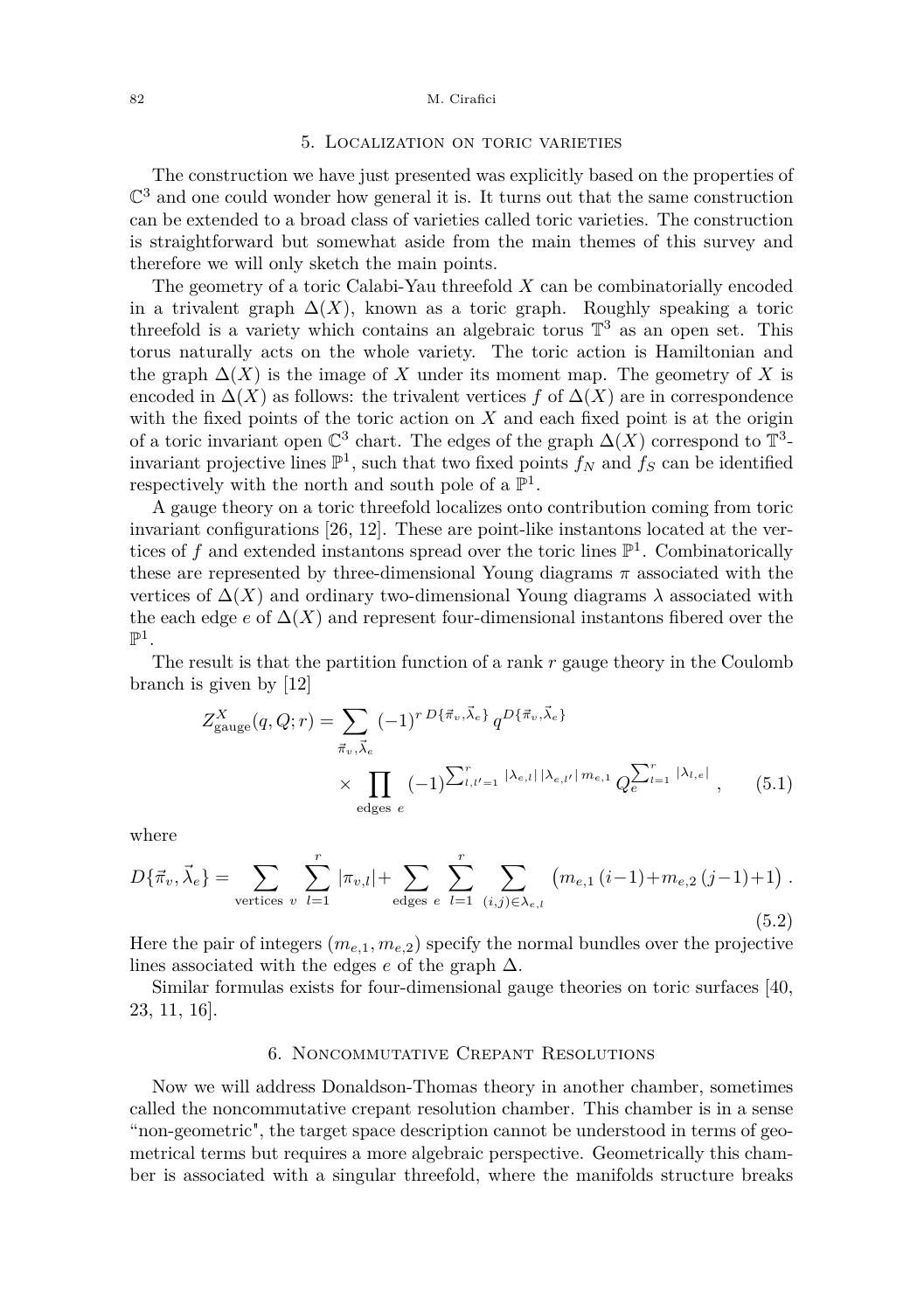## 5. Localization on toric varieties

The construction we have just presented was explicitly based on the properties of $\mathbb{C}^3$ and one could wonder how general it is. It turns out that the same construction can be extended to a broad class of varieties called toric varieties. The construction is straightforward but somewhat aside from the main themes of this survey and therefore we will only sketch the main points.

The geometry of a toric Calabi-Yau threefold $X$ can be combinatorially encoded in a trivalent graph $\Delta(X)$, known as a toric graph. Roughly speaking a toric threefold is a variety which contains an algebraic torus $\mathbb{T}^3$ as an open set. This torus naturally acts on the whole variety. The toric action is Hamiltonian and the graph $\Delta(X)$ is the image of $X$ under its moment map. The geometry of $X$ is encoded in $\Delta(X)$ as follows: the trivalent vertices $f$ of $\Delta(X)$ are in correspondence with the fixed points of the toric action on $X$ and each fixed point is at the origin of a toric invariant open $\mathbb{C}^3$ chart. The edges of the graph $\Delta(X)$ correspond to $\mathbb{T}^3$-invariant projective lines $\mathbb{P}^1$, such that two fixed points $f_N$ and $f_S$ can be identified respectively with the north and south pole of a $\mathbb{P}^1$.

A gauge theory on a toric threefold localizes onto contribution coming from toric invariant configurations [26, 12]. These are point-like instantons located at the vertices of $f$ and extended instantons spread over the toric lines $\mathbb{P}^1$. Combinatorically these are represented by three-dimensional Young diagrams $\pi$ associated with the vertices of $\Delta(X)$ and ordinary two-dimensional Young diagrams $\lambda$ associated with the each edge $e$ of $\Delta(X)$ and represent four-dimensional instantons fibered over the $\mathbb{P}^1$.

The result is that the partition function of a rank $r$ gauge theory in the Coulomb branch is given by [12]

$$
\begin{aligned}
Z^X_{\text{gauge}}(q,Q;r) = \sum_{\vec{\pi}_v,\vec{\lambda}_e} & (-1)^{r\, D\{\vec{\pi}_v,\vec{\lambda}_e\}}\, q^{D\{\vec{\pi}_v,\vec{\lambda}_e\}} \\
& \times \prod_{\text{edges } e} (-1)^{\sum_{l,l'=1}^r |\lambda_{e,l}|\,|\lambda_{e,l'}|\, m_{e,1}}\, Q_e^{\sum_{l=1}^r |\lambda_{l,e}|}\ , \qquad (5.1)
\end{aligned}
$$

where

$$
D\{\vec{\pi}_v,\vec{\lambda}_e\} = \sum_{\text{vertices } v} \sum_{l=1}^r |\pi_{v,l}| + \sum_{\text{edges } e} \sum_{l=1}^r \sum_{(i,j)\in\lambda_{e,l}} \big(m_{e,1}\,(i-1) + m_{e,2}\,(j-1) + 1\big)\ . \qquad (5.2)
$$

Here the pair of integers $(m_{e,1}, m_{e,2})$ specify the normal bundles over the projective lines associated with the edges $e$ of the graph $\Delta$.

Similar formulas exists for four-dimensional gauge theories on toric surfaces [40, 23, 11, 16].

## 6. Noncommutative Crepant Resolutions

Now we will address Donaldson-Thomas theory in another chamber, sometimes called the noncommutative crepant resolution chamber. This chamber is in a sense "non-geometric", the target space description cannot be understood in terms of geometrical terms but requires a more algebraic perspective. Geometrically this chamber is associated with a singular threefold, where the manifolds structure breaks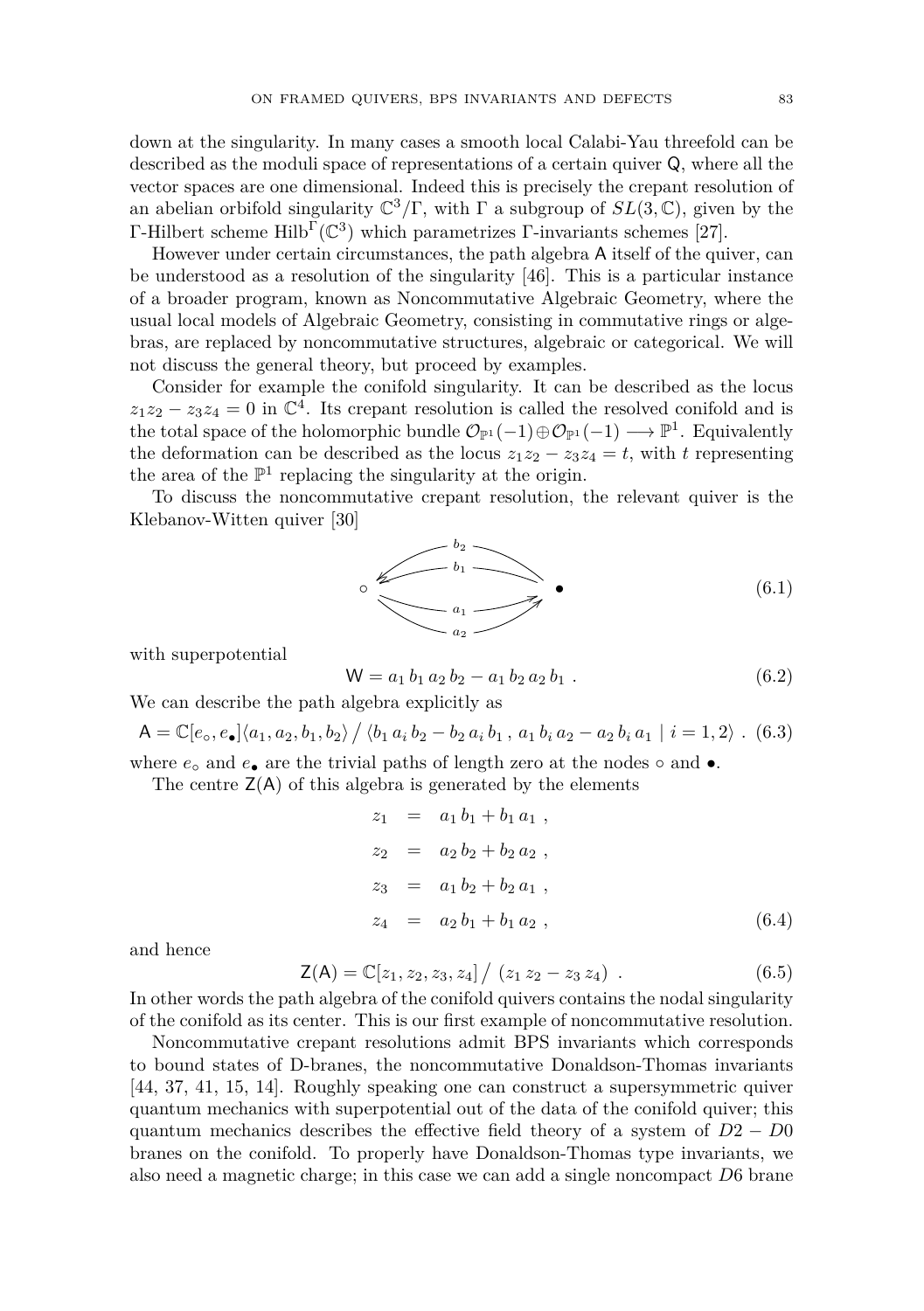down at the singularity. In many cases a smooth local Calabi-Yau threefold can be described as the moduli space of representations of a certain quiver $\mathsf{Q}$, where all the vector spaces are one dimensional. Indeed this is precisely the crepant resolution of an abelian orbifold singularity $\mathbb{C}^3/\Gamma$, with $\Gamma$ a subgroup of $SL(3,\mathbb{C})$, given by the $\Gamma$-Hilbert scheme $\mathrm{Hilb}^{\Gamma}(\mathbb{C}^3)$ which parametrizes $\Gamma$-invariants schemes [27].

However under certain circumstances, the path algebra $\mathsf{A}$ itself of the quiver, can be understood as a resolution of the singularity [46]. This is a particular instance of a broader program, known as Noncommutative Algebraic Geometry, where the usual local models of Algebraic Geometry, consisting in commutative rings or algebras, are replaced by noncommutative structures, algebraic or categorical. We will not discuss the general theory, but proceed by examples.

Consider for example the conifold singularity. It can be described as the locus $z_1 z_2 - z_3 z_4 = 0$ in $\mathbb{C}^4$. Its crepant resolution is called the resolved conifold and is the total space of the holomorphic bundle $\mathcal{O}_{\mathbb{P}^1}(-1) \oplus \mathcal{O}_{\mathbb{P}^1}(-1) \longrightarrow \mathbb{P}^1$. Equivalently the deformation can be described as the locus $z_1 z_2 - z_3 z_4 = t$, with $t$ representing the area of the $\mathbb{P}^1$ replacing the singularity at the origin.

To discuss the noncommutative crepant resolution, the relevant quiver is the Klebanov-Witten quiver [30]

$$
\circ \; \underset{a_1,\, a_2}{\overset{b_1,\, b_2}{\rightleftarrows}} \; \bullet \tag{6.1}
$$

with superpotential

$$
\mathsf{W} = a_1\, b_1\, a_2\, b_2 - a_1\, b_2\, a_2\, b_1 \ . \tag{6.2}
$$

We can describe the path algebra explicitly as

$$
\mathsf{A} = \mathbb{C}[e_\circ, e_\bullet]\langle a_1, a_2, b_1, b_2\rangle \,\big/\, \langle b_1\, a_i\, b_2 - b_2\, a_i\, b_1 \ , \ a_1\, b_i\, a_2 - a_2\, b_i\, a_1 \mid i = 1,2 \rangle \ . \tag{6.3}
$$

where $e_\circ$ and $e_\bullet$ are the trivial paths of length zero at the nodes $\circ$ and $\bullet$.

The centre $\mathsf{Z}(\mathsf{A})$ of this algebra is generated by the elements

$$
\begin{aligned}
z_1 &= a_1\, b_1 + b_1\, a_1 \ , \\
z_2 &= a_2\, b_2 + b_2\, a_2 \ , \\
z_3 &= a_1\, b_2 + b_2\, a_1 \ , \\
z_4 &= a_2\, b_1 + b_1\, a_2 \ ,
\end{aligned} \tag{6.4}
$$

and hence

$$
\mathsf{Z}(\mathsf{A}) = \mathbb{C}[z_1, z_2, z_3, z_4] \,\big/\, (z_1\, z_2 - z_3\, z_4) \ . \tag{6.5}
$$

In other words the path algebra of the conifold quivers contains the nodal singularity of the conifold as its center. This is our first example of noncommutative resolution.

Noncommutative crepant resolutions admit BPS invariants which corresponds to bound states of D-branes, the noncommutative Donaldson-Thomas invariants [44, 37, 41, 15, 14]. Roughly speaking one can construct a supersymmetric quiver quantum mechanics with superpotential out of the data of the conifold quiver; this quantum mechanics describes the effective field theory of a system of $D2-D0$ branes on the conifold. To properly have Donaldson-Thomas type invariants, we also need a magnetic charge; in this case we can add a single noncompact $D6$ brane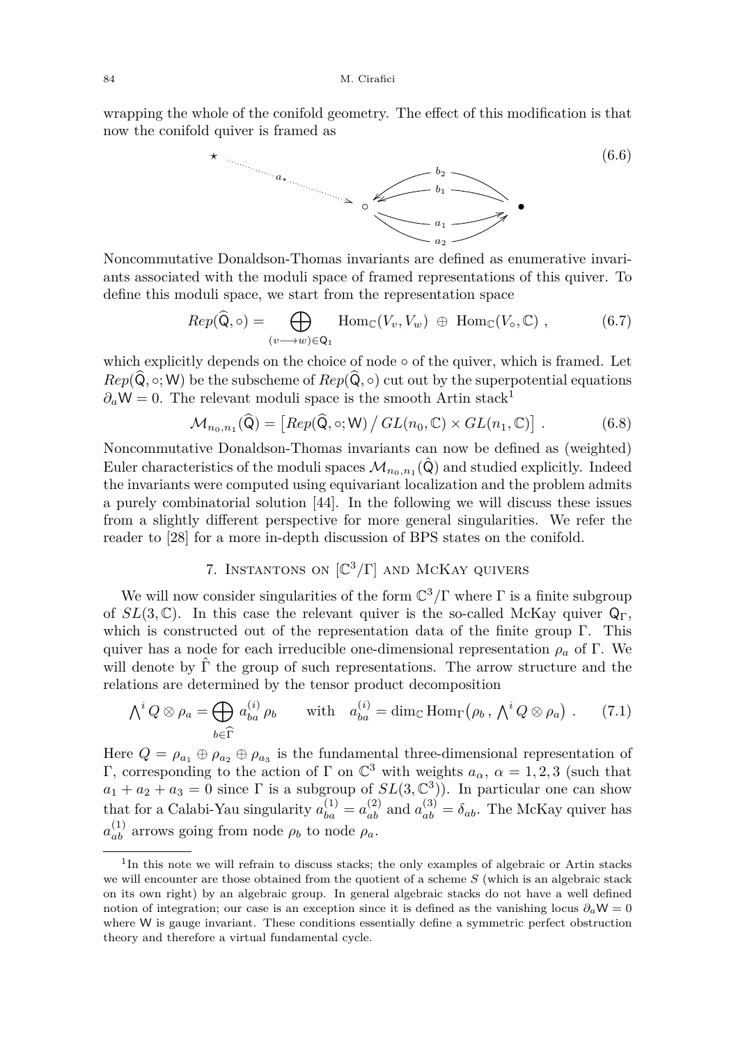wrapping the whole of the conifold geometry. The effect of this modification is that now the conifold quiver is framed as

$$
\star \xrightarrow{a_\star} \circ \quad \underset{a_1,\,a_2}{\overset{b_1,\,b_2}{\rightleftarrows}} \quad \bullet \tag{6.6}
$$

Noncommutative Donaldson-Thomas invariants are defined as enumerative invariants associated with the moduli space of framed representations of this quiver. To define this moduli space, we start from the representation space

$$
Rep(\widehat{\mathsf{Q}}, \circ) = \bigoplus_{(v \longrightarrow w) \in \mathsf{Q}_1} \mathrm{Hom}_{\mathbb{C}}(V_v, V_w) \ \oplus \ \mathrm{Hom}_{\mathbb{C}}(V_\circ, \mathbb{C}) \ , \tag{6.7}
$$

which explicitly depends on the choice of node $\circ$ of the quiver, which is framed. Let $Rep(\widehat{\mathsf{Q}}, \circ; \mathsf{W})$ be the subscheme of $Rep(\widehat{\mathsf{Q}}, \circ)$ cut out by the superpotential equations $\partial_a \mathsf{W} = 0$. The relevant moduli space is the smooth Artin stack[1]

$$
\mathcal{M}_{n_0,n_1}(\widehat{\mathsf{Q}}) = \left[ Rep(\widehat{\mathsf{Q}}, \circ; \mathsf{W}) \,\big/\, GL(n_0, \mathbb{C}) \times GL(n_1, \mathbb{C}) \right] \ . \tag{6.8}
$$

Noncommutative Donaldson-Thomas invariants can now be defined as (weighted) Euler characteristics of the moduli spaces $\mathcal{M}_{n_0,n_1}(\hat{\mathsf{Q}})$ and studied explicitly. Indeed the invariants were computed using equivariant localization and the problem admits a purely combinatorial solution [44]. In the following we will discuss these issues from a slightly different perspective for more general singularities. We refer the reader to [28] for a more in-depth discussion of BPS states on the conifold.

## 7. Instantons on $[\mathbb{C}^3/\Gamma]$ and McKay quivers

We will now consider singularities of the form $\mathbb{C}^3/\Gamma$ where $\Gamma$ is a finite subgroup of $SL(3, \mathbb{C})$. In this case the relevant quiver is the so-called McKay quiver $\mathsf{Q}_\Gamma$, which is constructed out of the representation data of the finite group $\Gamma$. This quiver has a node for each irreducible one-dimensional representation $\rho_a$ of $\Gamma$. We will denote by $\hat{\Gamma}$ the group of such representations. The arrow structure and the relations are determined by the tensor product decomposition

$$
\bigwedge\nolimits^i Q \otimes \rho_a = \bigoplus_{b \in \widehat{\Gamma}} a_{ba}^{(i)} \, \rho_b \qquad \text{with} \quad a_{ba}^{(i)} = \dim_{\mathbb{C}} \mathrm{Hom}_{\Gamma}\big(\rho_b \, , \, \bigwedge\nolimits^i Q \otimes \rho_a\big) \ . \tag{7.1}
$$

Here $Q = \rho_{a_1} \oplus \rho_{a_2} \oplus \rho_{a_3}$ is the fundamental three-dimensional representation of $\Gamma$, corresponding to the action of $\Gamma$ on $\mathbb{C}^3$ with weights $a_\alpha$, $\alpha = 1, 2, 3$ (such that $a_1 + a_2 + a_3 = 0$ since $\Gamma$ is a subgroup of $SL(3, \mathbb{C}^3)$). In particular one can show that for a Calabi-Yau singularity $a_{ba}^{(1)} = a_{ab}^{(2)}$ and $a_{ab}^{(3)} = \delta_{ab}$. The McKay quiver has $a_{ab}^{(1)}$ arrows going from node $\rho_b$ to node $\rho_a$.

---

[1] In this note we will refrain to discuss stacks; the only examples of algebraic or Artin stacks we will encounter are those obtained from the quotient of a scheme $S$ (which is an algebraic stack on its own right) by an algebraic group. In general algebraic stacks do not have a well defined notion of integration; our case is an exception since it is defined as the vanishing locus $\partial_a \mathsf{W} = 0$ where $\mathsf{W}$ is gauge invariant. These conditions essentially define a symmetric perfect obstruction theory and therefore a virtual fundamental cycle.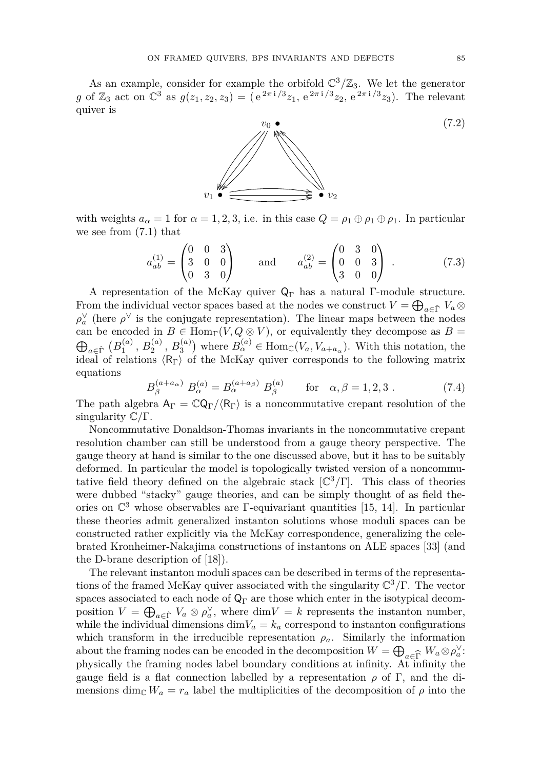As an example, consider for example the orbifold $\mathbb{C}^3/\mathbb{Z}_3$. We let the generator $g$ of $\mathbb{Z}_3$ act on $\mathbb{C}^3$ as $g(z_1, z_2, z_3) = (\mathrm{e}^{2\pi\mathrm{i}/3}z_1, \mathrm{e}^{2\pi\mathrm{i}/3}z_2, \mathrm{e}^{2\pi\mathrm{i}/3}z_3)$. The relevant quiver is

(7.2)

with weights $a_\alpha = 1$ for $\alpha = 1, 2, 3$, i.e. in this case $Q = \rho_1 \oplus \rho_1 \oplus \rho_1$. In particular we see from (7.1) that

$$a^{(1)}_{ab} = \begin{pmatrix} 0 & 0 & 3 \\ 3 & 0 & 0 \\ 0 & 3 & 0 \end{pmatrix} \qquad \text{and} \qquad a^{(2)}_{ab} = \begin{pmatrix} 0 & 3 & 0 \\ 0 & 0 & 3 \\ 3 & 0 & 0 \end{pmatrix} . \tag{7.3}$$

A representation of the McKay quiver $\mathsf{Q}_\Gamma$ has a natural $\Gamma$-module structure. From the individual vector spaces based at the nodes we construct $V = \bigoplus_{a\in\hat{\Gamma}} V_a \otimes \rho_a^\vee$ (here $\rho^\vee$ is the conjugate representation). The linear maps between the nodes can be encoded in $B \in \mathrm{Hom}_\Gamma(V, Q \otimes V)$, or equivalently they decompose as $B = \bigoplus_{a\in\hat{\Gamma}} \big(B^{(a)}_1, B^{(a)}_2, B^{(a)}_3\big)$ where $B^{(a)}_\alpha \in \mathrm{Hom}_\mathbb{C}(V_a, V_{a+a_\alpha})$. With this notation, the ideal of relations $\langle \mathsf{R}_\Gamma \rangle$ of the McKay quiver corresponds to the following matrix equations

$$B^{(a+a_\alpha)}_\beta \, B^{(a)}_\alpha = B^{(a+a_\beta)}_\alpha \, B^{(a)}_\beta \qquad \text{for} \quad \alpha, \beta = 1, 2, 3 \ . \tag{7.4}$$

The path algebra $\mathsf{A}_\Gamma = \mathbb{C}\mathsf{Q}_\Gamma/\langle \mathsf{R}_\Gamma \rangle$ is a noncommutative crepant resolution of the singularity $\mathbb{C}/\Gamma$.

Noncommutative Donaldson-Thomas invariants in the noncommutative crepant resolution chamber can still be understood from a gauge theory perspective. The gauge theory at hand is similar to the one discussed above, but it has to be suitably deformed. In particular the model is topologically twisted version of a noncommutative field theory defined on the algebraic stack $[\mathbb{C}^3/\Gamma]$. This class of theories were dubbed "stacky" gauge theories, and can be simply thought of as field theories on $\mathbb{C}^3$ whose observables are $\Gamma$-equivariant quantities [15, 14]. In particular these theories admit generalized instanton solutions whose moduli spaces can be constructed rather explicitly via the McKay correspondence, generalizing the celebrated Kronheimer-Nakajima constructions of instantons on ALE spaces [33] (and the D-brane description of [18]).

The relevant instanton moduli spaces can be described in terms of the representations of the framed McKay quiver associated with the singularity $\mathbb{C}^3/\Gamma$. The vector spaces associated to each node of $\mathsf{Q}_\Gamma$ are those which enter in the isotypical decomposition $V = \bigoplus_{a\in\hat{\Gamma}} V_a \otimes \rho_a^\vee$, where $\mathrm{dim} V = k$ represents the instanton number, while the individual dimensions $\mathrm{dim} V_a = k_a$ correspond to instanton configurations which transform in the irreducible representation $\rho_a$. Similarly the information about the framing nodes can be encoded in the decomposition $W = \bigoplus_{a\in\widehat{\Gamma}} W_a \otimes \rho_a^\vee$: physically the framing nodes label boundary conditions at infinity. At infinity the gauge field is a flat connection labelled by a representation $\rho$ of $\Gamma$, and the dimensions $\dim_\mathbb{C} W_a = r_a$ label the multiplicities of the decomposition of $\rho$ into the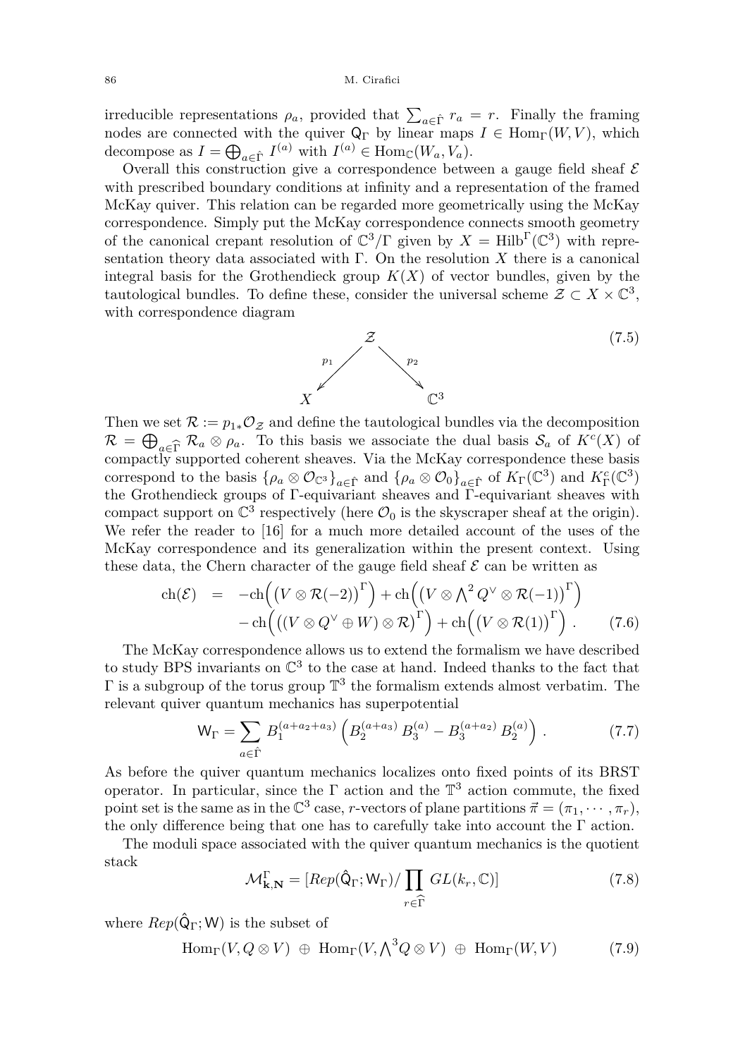irreducible representations $\rho_a$, provided that $\sum_{a\in\hat{\Gamma}} r_a = r$. Finally the framing nodes are connected with the quiver $\mathsf{Q}_\Gamma$ by linear maps $I \in \mathrm{Hom}_\Gamma(W,V)$, which decompose as $I = \bigoplus_{a\in\hat{\Gamma}} I^{(a)}$ with $I^{(a)} \in \mathrm{Hom}_\mathbb{C}(W_a, V_a)$.

Overall this construction give a correspondence between a gauge field sheaf $\mathcal{E}$ with prescribed boundary conditions at infinity and a representation of the framed McKay quiver. This relation can be regarded more geometrically using the McKay correspondence. Simply put the McKay correspondence connects smooth geometry of the canonical crepant resolution of $\mathbb{C}^3/\Gamma$ given by $X = \mathrm{Hilb}^\Gamma(\mathbb{C}^3)$ with representation theory data associated with $\Gamma$. On the resolution $X$ there is a canonical integral basis for the Grothendieck group $K(X)$ of vector bundles, given by the tautological bundles. To define these, consider the universal scheme $\mathcal{Z} \subset X \times \mathbb{C}^3$, with correspondence diagram

$$
\begin{array}{ccc} & \mathcal{Z} & \\ {}^{p_1}\swarrow & & \searrow^{p_2} \\ X & & \mathbb{C}^3 \end{array} \tag{7.5}
$$

Then we set $\mathcal{R} := p_{1*}\mathcal{O}_\mathcal{Z}$ and define the tautological bundles via the decomposition $\mathcal{R} = \bigoplus_{a\in\widehat{\Gamma}} \mathcal{R}_a \otimes \rho_a$. To this basis we associate the dual basis $\mathcal{S}_a$ of $K^c(X)$ of compactly supported coherent sheaves. Via the McKay correspondence these basis correspond to the basis $\{\rho_a \otimes \mathcal{O}_{\mathbb{C}^3}\}_{a\in\hat{\Gamma}}$ and $\{\rho_a \otimes \mathcal{O}_0\}_{a\in\hat{\Gamma}}$ of $K_\Gamma(\mathbb{C}^3)$ and $K^c_\Gamma(\mathbb{C}^3)$ the Grothendieck groups of $\Gamma$-equivariant sheaves and $\Gamma$-equivariant sheaves with compact support on $\mathbb{C}^3$ respectively (here $\mathcal{O}_0$ is the skyscraper sheaf at the origin). We refer the reader to [16] for a much more detailed account of the uses of the McKay correspondence and its generalization within the present context. Using these data, the Chern character of the gauge field sheaf $\mathcal{E}$ can be written as

$$
\begin{aligned}
\mathrm{ch}(\mathcal{E}) \;\; &= \;\; -\mathrm{ch}\Big(\big(V\otimes\mathcal{R}(-2)\big)^\Gamma\Big) + \mathrm{ch}\Big(\big(V\otimes {\textstyle\bigwedge^2} Q^\vee \otimes \mathcal{R}(-1)\big)^\Gamma\Big) \\
&\quad - \mathrm{ch}\Big(\big((V\otimes Q^\vee \oplus W)\otimes\mathcal{R}\big)^\Gamma\Big) + \mathrm{ch}\Big(\big(V\otimes\mathcal{R}(1)\big)^\Gamma\Big) \; .
\end{aligned} \tag{7.6}
$$

The McKay correspondence allows us to extend the formalism we have described to study BPS invariants on $\mathbb{C}^3$ to the case at hand. Indeed thanks to the fact that $\Gamma$ is a subgroup of the torus group $\mathbb{T}^3$ the formalism extends almost verbatim. The relevant quiver quantum mechanics has superpotential

$$
\mathsf{W}_\Gamma = \sum_{a\in\hat{\Gamma}} B_1^{(a+a_2+a_3)} \left( B_2^{(a+a_3)}\, B_3^{(a)} - B_3^{(a+a_2)}\, B_2^{(a)} \right) . \tag{7.7}
$$

As before the quiver quantum mechanics localizes onto fixed points of its BRST operator. In particular, since the $\Gamma$ action and the $\mathbb{T}^3$ action commute, the fixed point set is the same as in the $\mathbb{C}^3$ case, $r$-vectors of plane partitions $\vec{\pi} = (\pi_1, \cdots, \pi_r)$, the only difference being that one has to carefully take into account the $\Gamma$ action.

The moduli space associated with the quiver quantum mechanics is the quotient stack

$$
\mathcal{M}^\Gamma_{\mathbf{k},\mathbf{N}} = [Rep(\hat{\mathsf{Q}}_\Gamma;\mathsf{W}_\Gamma)/\prod_{r\in\widehat{\Gamma}} GL(k_r,\mathbb{C})] \tag{7.8}
$$

where $Rep(\hat{\mathsf{Q}}_\Gamma;\mathsf{W})$ is the subset of

$$
\mathrm{Hom}_\Gamma(V, Q\otimes V) \;\oplus\; \mathrm{Hom}_\Gamma(V, {\textstyle\bigwedge^3} Q\otimes V) \;\oplus\; \mathrm{Hom}_\Gamma(W,V) \tag{7.9}
$$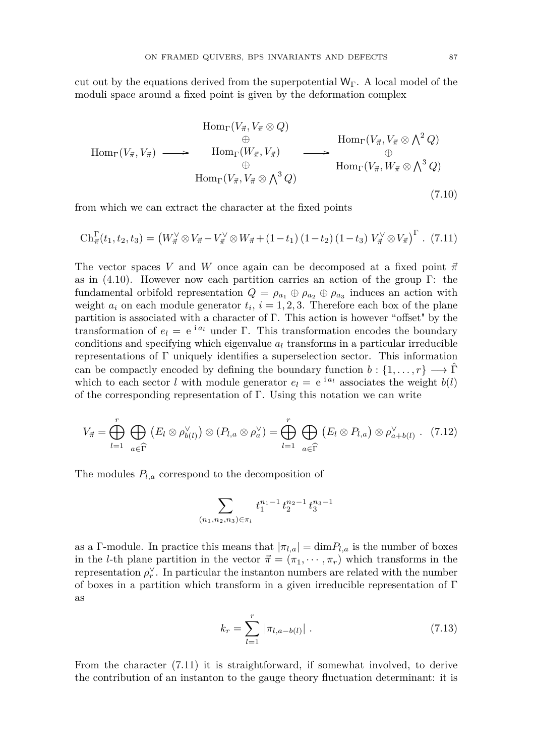cut out by the equations derived from the superpotential $\mathsf{W}_\Gamma$. A local model of the moduli space around a fixed point is given by the deformation complex

$$
\mathrm{Hom}_\Gamma(V_{\vec\pi}, V_{\vec\pi}) \longrightarrow
\begin{array}{c}
\mathrm{Hom}_\Gamma(V_{\vec\pi}, V_{\vec\pi}\otimes Q) \\
\oplus \\
\mathrm{Hom}_\Gamma(W_{\vec\pi}, V_{\vec\pi}) \\
\oplus \\
\mathrm{Hom}_\Gamma(V_{\vec\pi}, V_{\vec\pi}\otimes \bigwedge^3 Q)
\end{array}
\longrightarrow
\begin{array}{c}
\mathrm{Hom}_\Gamma(V_{\vec\pi}, V_{\vec\pi}\otimes \bigwedge^2 Q) \\
\oplus \\
\mathrm{Hom}_\Gamma(V_{\vec\pi}, W_{\vec\pi}\otimes \bigwedge^3 Q)
\end{array}
\tag{7.10}
$$

from which we can extract the character at the fixed points

$$
\mathrm{Ch}^\Gamma_{\vec\pi}(t_1,t_2,t_3) = \left(W_{\vec\pi}^\vee\otimes V_{\vec\pi} - V_{\vec\pi}^\vee\otimes W_{\vec\pi} + (1-t_1)\,(1-t_2)\,(1-t_3)\;V_{\vec\pi}^\vee\otimes V_{\vec\pi}\right)^\Gamma . \tag{7.11}
$$

The vector spaces $V$ and $W$ once again can be decomposed at a fixed point $\vec\pi$ as in (4.10). However now each partition carries an action of the group $\Gamma$: the fundamental orbifold representation $Q = \rho_{a_1}\oplus\rho_{a_2}\oplus\rho_{a_3}$ induces an action with weight $a_i$ on each module generator $t_i$, $i=1,2,3$. Therefore each box of the plane partition is associated with a character of $\Gamma$. This action is however "offset" by the transformation of $e_l = \mathrm{e}^{\,\mathrm{i}\,a_l}$ under $\Gamma$. This transformation encodes the boundary conditions and specifying which eigenvalue $a_l$ transforms in a particular irreducible representations of $\Gamma$ uniquely identifies a superselection sector. This information can be compactly encoded by defining the boundary function $b:\{1,\dots,r\}\longrightarrow\hat\Gamma$ which to each sector $l$ with module generator $e_l = \mathrm{e}^{\,\mathrm{i}\,a_l}$ associates the weight $b(l)$ of the corresponding representation of $\Gamma$. Using this notation we can write

$$
V_{\vec\pi} = \bigoplus_{l=1}^{r}\ \bigoplus_{a\in\widehat\Gamma}\left(E_l\otimes\rho_{b(l)}^\vee\right)\otimes\left(P_{l,a}\otimes\rho_a^\vee\right) = \bigoplus_{l=1}^{r}\ \bigoplus_{a\in\widehat\Gamma}\left(E_l\otimes P_{l,a}\right)\otimes\rho^\vee_{a+b(l)} . \tag{7.12}
$$

The modules $P_{l,a}$ correspond to the decomposition of

$$
\sum_{(n_1,n_2,n_3)\in\pi_l} t_1^{n_1-1}\,t_2^{n_2-1}\,t_3^{n_3-1}
$$

as a $\Gamma$-module. In practice this means that $|\pi_{l,a}| = \dim P_{l,a}$ is the number of boxes in the $l$-th plane partition in the vector $\vec\pi = (\pi_1,\cdots,\pi_r)$ which transforms in the representation $\rho_r^\vee$. In particular the instanton numbers are related with the number of boxes in a partition which transform in a given irreducible representation of $\Gamma$ as

$$
k_r = \sum_{l=1}^{r}\left|\pi_{l,a-b(l)}\right| . \tag{7.13}
$$

From the character (7.11) it is straightforward, if somewhat involved, to derive the contribution of an instanton to the gauge theory fluctuation determinant: it is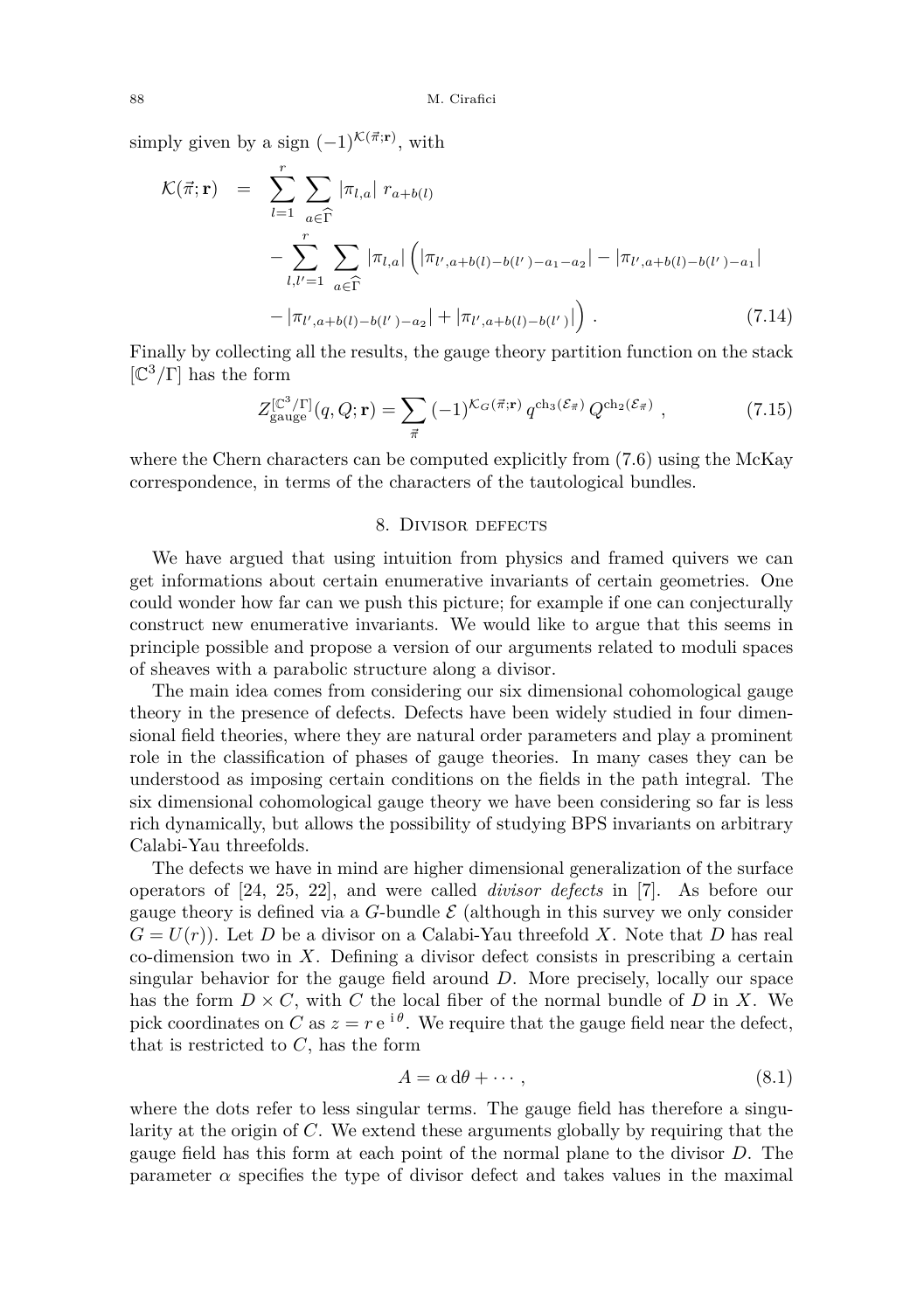simply given by a sign $(-1)^{\mathcal{K}(\vec{\pi};\mathbf{r})}$, with

$$
\begin{aligned}
\mathcal{K}(\vec{\pi};\mathbf{r}) &= \sum_{l=1}^{r} \sum_{a\in\widehat{\Gamma}} |\pi_{l,a}|\ r_{a+b(l)} \\
&\quad - \sum_{l,l'=1}^{r} \sum_{a\in\widehat{\Gamma}} |\pi_{l,a}| \Big( |\pi_{l',a+b(l)-b(l')-a_1-a_2}| - |\pi_{l',a+b(l)-b(l')-a_1}| \\
&\quad - |\pi_{l',a+b(l)-b(l')-a_2}| + |\pi_{l',a+b(l)-b(l')}| \Big) \ . \qquad (7.14)
\end{aligned}
$$

Finally by collecting all the results, the gauge theory partition function on the stack $[\mathbb{C}^3/\Gamma]$ has the form

$$
Z_{\rm gauge}^{[\mathbb{C}^3/\Gamma]}(q,Q;\mathbf{r}) = \sum_{\vec{\pi}} (-1)^{\mathcal{K}_G(\vec{\pi};\mathbf{r})}\, q^{\mathrm{ch}_3(\mathcal{E}_{\vec{\pi}})}\, Q^{\mathrm{ch}_2(\mathcal{E}_{\vec{\pi}})} \ , \qquad (7.15)
$$

where the Chern characters can be computed explicitly from (7.6) using the McKay correspondence, in terms of the characters of the tautological bundles.

## 8. Divisor defects

We have argued that using intuition from physics and framed quivers we can get informations about certain enumerative invariants of certain geometries. One could wonder how far can we push this picture; for example if one can conjecturally construct new enumerative invariants. We would like to argue that this seems in principle possible and propose a version of our arguments related to moduli spaces of sheaves with a parabolic structure along a divisor.

The main idea comes from considering our six dimensional cohomological gauge theory in the presence of defects. Defects have been widely studied in four dimensional field theories, where they are natural order parameters and play a prominent role in the classification of phases of gauge theories. In many cases they can be understood as imposing certain conditions on the fields in the path integral. The six dimensional cohomological gauge theory we have been considering so far is less rich dynamically, but allows the possibility of studying BPS invariants on arbitrary Calabi-Yau threefolds.

The defects we have in mind are higher dimensional generalization of the surface operators of [24, 25, 22], and were called *divisor defects* in [7]. As before our gauge theory is defined via a $G$-bundle $\mathcal{E}$ (although in this survey we only consider $G = U(r)$). Let $D$ be a divisor on a Calabi-Yau threefold $X$. Note that $D$ has real co-dimension two in $X$. Defining a divisor defect consists in prescribing a certain singular behavior for the gauge field around $D$. More precisely, locally our space has the form $D \times C$, with $C$ the local fiber of the normal bundle of $D$ in $X$. We pick coordinates on $C$ as $z = r\,\mathrm{e}^{\,\mathrm{i}\,\theta}$. We require that the gauge field near the defect, that is restricted to $C$, has the form

$$
A = \alpha\, \mathrm{d}\theta + \cdots \ , \qquad (8.1)
$$

where the dots refer to less singular terms. The gauge field has therefore a singularity at the origin of $C$. We extend these arguments globally by requiring that the gauge field has this form at each point of the normal plane to the divisor $D$. The parameter $\alpha$ specifies the type of divisor defect and takes values in the maximal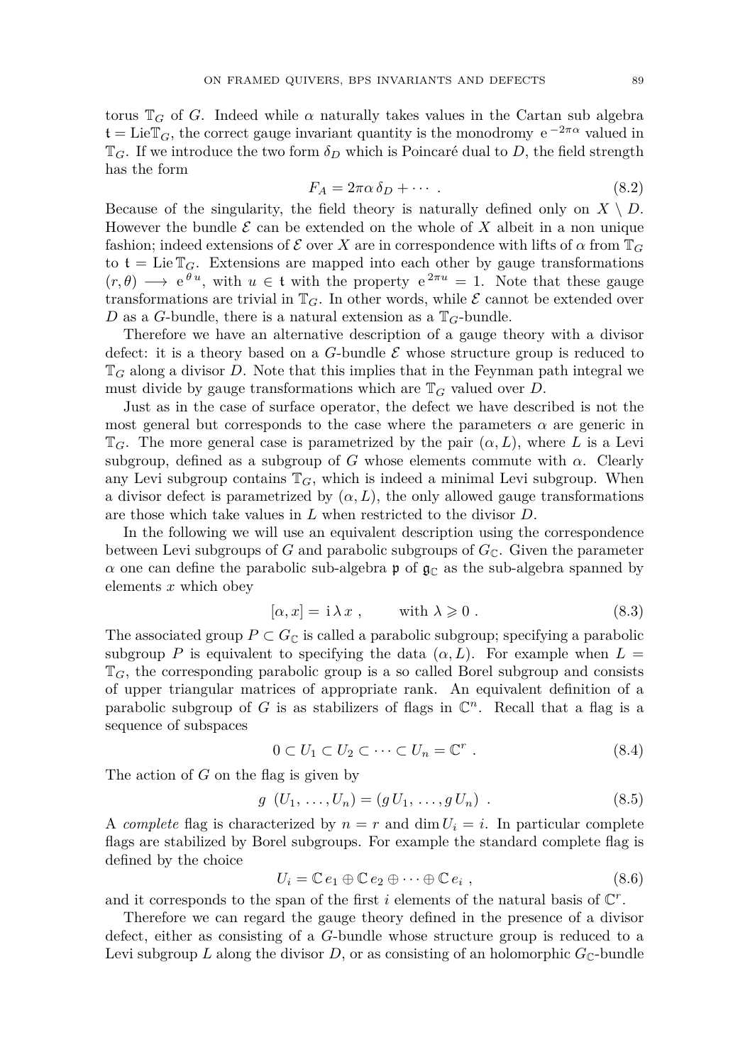torus $\mathbb{T}_G$ of $G$. Indeed while $\alpha$ naturally takes values in the Cartan sub algebra $\mathfrak{t} = \mathrm{Lie}\mathbb{T}_G$, the correct gauge invariant quantity is the monodromy $\mathrm{e}^{-2\pi\alpha}$ valued in $\mathbb{T}_G$. If we introduce the two form $\delta_D$ which is Poincaré dual to $D$, the field strength has the form

$$F_A = 2\pi\alpha\,\delta_D + \cdots \ . \tag{8.2}$$

Because of the singularity, the field theory is naturally defined only on $X \setminus D$. However the bundle $\mathcal{E}$ can be extended on the whole of $X$ albeit in a non unique fashion; indeed extensions of $\mathcal{E}$ over $X$ are in correspondence with lifts of $\alpha$ from $\mathbb{T}_G$ to $\mathfrak{t} = \mathrm{Lie}\,\mathbb{T}_G$. Extensions are mapped into each other by gauge transformations $(r,\theta) \longrightarrow \mathrm{e}^{\theta u}$, with $u \in \mathfrak{t}$ with the property $\mathrm{e}^{2\pi u} = 1$. Note that these gauge transformations are trivial in $\mathbb{T}_G$. In other words, while $\mathcal{E}$ cannot be extended over $D$ as a $G$-bundle, there is a natural extension as a $\mathbb{T}_G$-bundle.

Therefore we have an alternative description of a gauge theory with a divisor defect: it is a theory based on a $G$-bundle $\mathcal{E}$ whose structure group is reduced to $\mathbb{T}_G$ along a divisor $D$. Note that this implies that in the Feynman path integral we must divide by gauge transformations which are $\mathbb{T}_G$ valued over $D$.

Just as in the case of surface operator, the defect we have described is not the most general but corresponds to the case where the parameters $\alpha$ are generic in $\mathbb{T}_G$. The more general case is parametrized by the pair $(\alpha, L)$, where $L$ is a Levi subgroup, defined as a subgroup of $G$ whose elements commute with $\alpha$. Clearly any Levi subgroup contains $\mathbb{T}_G$, which is indeed a minimal Levi subgroup. When a divisor defect is parametrized by $(\alpha, L)$, the only allowed gauge transformations are those which take values in $L$ when restricted to the divisor $D$.

In the following we will use an equivalent description using the correspondence between Levi subgroups of $G$ and parabolic subgroups of $G_{\mathbb{C}}$. Given the parameter $\alpha$ one can define the parabolic sub-algebra $\mathfrak{p}$ of $\mathfrak{g}_{\mathbb{C}}$ as the sub-algebra spanned by elements $x$ which obey

$$[\alpha, x] = \mathrm{i}\,\lambda\, x \ , \qquad \text{with } \lambda \geqslant 0 \ . \tag{8.3}$$

The associated group $P \subset G_{\mathbb{C}}$ is called a parabolic subgroup; specifying a parabolic subgroup $P$ is equivalent to specifying the data $(\alpha, L)$. For example when $L = \mathbb{T}_G$, the corresponding parabolic group is a so called Borel subgroup and consists of upper triangular matrices of appropriate rank. An equivalent definition of a parabolic subgroup of $G$ is as stabilizers of flags in $\mathbb{C}^n$. Recall that a flag is a sequence of subspaces

$$0 \subset U_1 \subset U_2 \subset \cdots \subset U_n = \mathbb{C}^r \ . \tag{8.4}$$

The action of $G$ on the flag is given by

$$g\ (U_1, \ldots, U_n) = (g\, U_1, \ldots, g\, U_n) \ . \tag{8.5}$$

A *complete* flag is characterized by $n = r$ and $\dim U_i = i$. In particular complete flags are stabilized by Borel subgroups. For example the standard complete flag is defined by the choice

$$U_i = \mathbb{C}\, e_1 \oplus \mathbb{C}\, e_2 \oplus \cdots \oplus \mathbb{C}\, e_i \ , \tag{8.6}$$

and it corresponds to the span of the first $i$ elements of the natural basis of $\mathbb{C}^r$.

Therefore we can regard the gauge theory defined in the presence of a divisor defect, either as consisting of a $G$-bundle whose structure group is reduced to a Levi subgroup $L$ along the divisor $D$, or as consisting of an holomorphic $G_{\mathbb{C}}$-bundle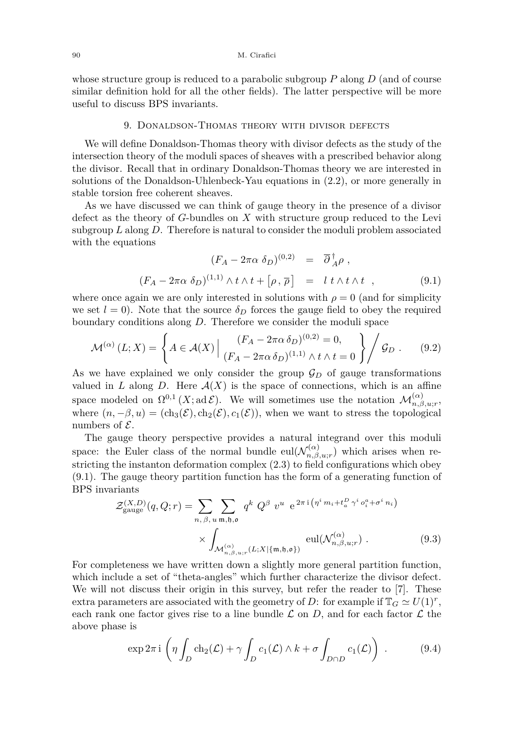whose structure group is reduced to a parabolic subgroup $P$ along $D$ (and of course similar definition hold for all the other fields). The latter perspective will be more useful to discuss BPS invariants.

## 9. Donaldson-Thomas theory with divisor defects

We will define Donaldson-Thomas theory with divisor defects as the study of the intersection theory of the moduli spaces of sheaves with a prescribed behavior along the divisor. Recall that in ordinary Donaldson-Thomas theory we are interested in solutions of the Donaldson-Uhlenbeck-Yau equations in (2.2), or more generally in stable torsion free coherent sheaves.

As we have discussed we can think of gauge theory in the presence of a divisor defect as the theory of $G$-bundles on $X$ with structure group reduced to the Levi subgroup $L$ along $D$. Therefore is natural to consider the moduli problem associated with the equations

$$\begin{aligned} (F_A - 2\pi\alpha\ \delta_D)^{(0,2)} &= \overline{\partial}{}^{\dagger}_A \rho \ , \\ (F_A - 2\pi\alpha\ \delta_D)^{(1,1)} \wedge t \wedge t + \left[\rho\, , \overline{\rho}\right] &= l\ t \wedge t \wedge t \ , \end{aligned} \tag{9.1}$$

where once again we are only interested in solutions with $\rho = 0$ (and for simplicity we set $l = 0$). Note that the source $\delta_D$ forces the gauge field to obey the required boundary conditions along $D$. Therefore we consider the moduli space

$$\mathcal{M}^{(\alpha)}(L;X) = \left\{ A \in \mathcal{A}(X) \, \Big| \, \begin{array}{c} (F_A - 2\pi\alpha\,\delta_D)^{(0,2)} = 0, \\ (F_A - 2\pi\alpha\,\delta_D)^{(1,1)} \wedge t \wedge t = 0 \end{array} \right\} \Big/ \ \mathcal{G}_D \ . \tag{9.2}$$

As we have explained we only consider the group $\mathcal{G}_D$ of gauge transformations valued in $L$ along $D$. Here $\mathcal{A}(X)$ is the space of connections, which is an affine space modeled on $\Omega^{0,1}(X; \mathrm{ad}\,\mathcal{E})$. We will sometimes use the notation $\mathcal{M}^{(\alpha)}_{n,\beta,u;r}$, where $(n, -\beta, u) = (\mathrm{ch}_3(\mathcal{E}), \mathrm{ch}_2(\mathcal{E}), c_1(\mathcal{E}))$, when we want to stress the topological numbers of $\mathcal{E}$.

The gauge theory perspective provides a natural integrand over this moduli space: the Euler class of the normal bundle $\mathrm{eul}(\mathcal{N}^{(\alpha)}_{n,\beta,u;r})$ which arises when restricting the instanton deformation complex (2.3) to field configurations which obey (9.1). The gauge theory partition function has the form of a generating function of BPS invariants

$$\begin{aligned} \mathcal{Z}^{(X,D)}_{\mathrm{gauge}}(q,Q;r) = \sum_{n,\,\beta,\,u} \sum_{\mathfrak{m},\mathfrak{h},\mathfrak{o}} \ q^k \ Q^\beta \ v^u \ \mathrm{e}^{\,2\pi\,\mathrm{i}\left(\eta^i\, m_i + t^D_a\, \gamma^i\, o^a_i + \sigma^i\, n_i\right)} \\ \times \int_{\mathcal{M}^{(\alpha)}_{n,\beta,u;r}(L;X|\{\mathfrak{m},\mathfrak{h},\mathfrak{o}\})} \mathrm{eul}(\mathcal{N}^{(\alpha)}_{n,\beta,u;r}) \ . \end{aligned} \tag{9.3}$$

For completeness we have written down a slightly more general partition function, which include a set of "theta-angles" which further characterize the divisor defect. We will not discuss their origin in this survey, but refer the reader to [7]. These extra parameters are associated with the geometry of $D$: for example if $\mathbb{T}_G \simeq U(1)^r$, each rank one factor gives rise to a line bundle $\mathcal{L}$ on $D$, and for each factor $\mathcal{L}$ the above phase is

$$\exp 2\pi\,\mathrm{i} \left( \eta \int_D \mathrm{ch}_2(\mathcal{L}) + \gamma \int_D c_1(\mathcal{L}) \wedge k + \sigma \int_{D\cap D} c_1(\mathcal{L}) \right) \ . \tag{9.4}$$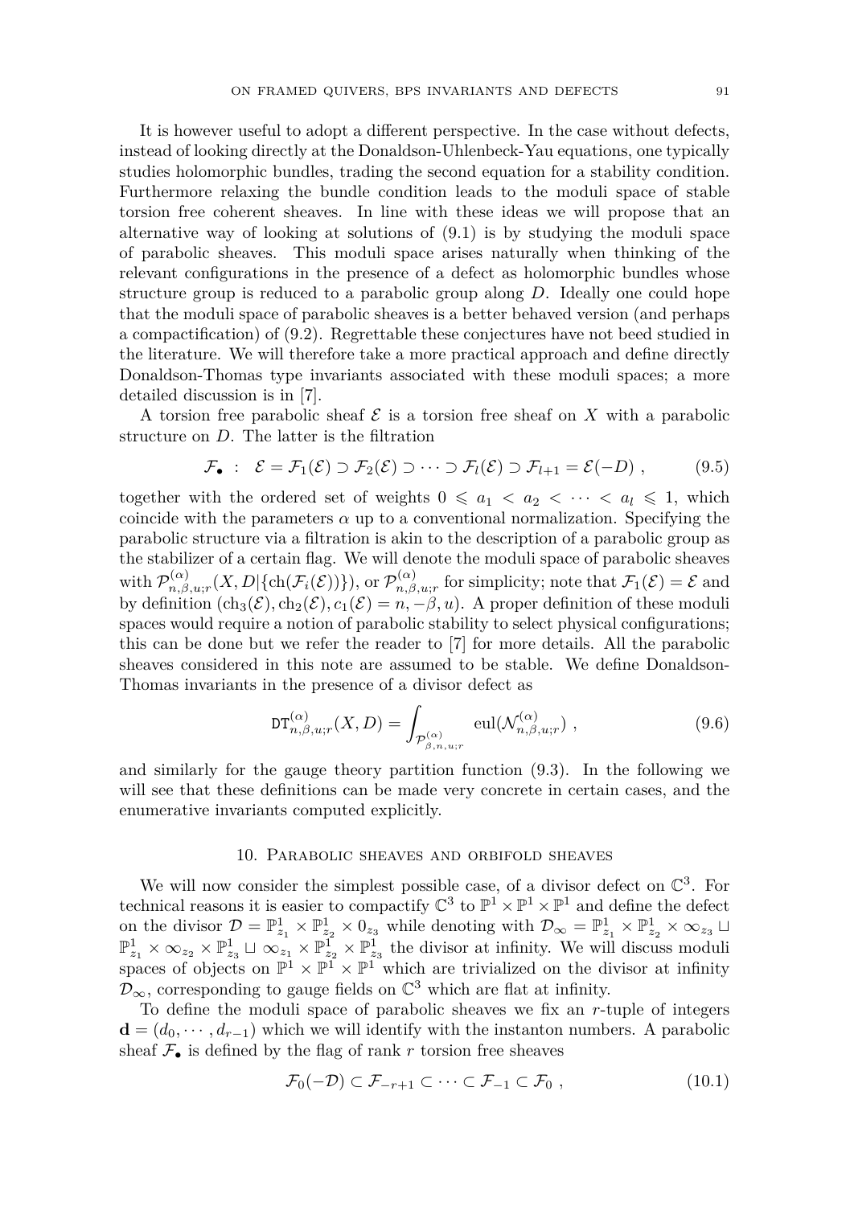It is however useful to adopt a different perspective. In the case without defects, instead of looking directly at the Donaldson-Uhlenbeck-Yau equations, one typically studies holomorphic bundles, trading the second equation for a stability condition. Furthermore relaxing the bundle condition leads to the moduli space of stable torsion free coherent sheaves. In line with these ideas we will propose that an alternative way of looking at solutions of (9.1) is by studying the moduli space of parabolic sheaves. This moduli space arises naturally when thinking of the relevant configurations in the presence of a defect as holomorphic bundles whose structure group is reduced to a parabolic group along $D$. Ideally one could hope that the moduli space of parabolic sheaves is a better behaved version (and perhaps a compactification) of (9.2). Regrettable these conjectures have not beed studied in the literature. We will therefore take a more practical approach and define directly Donaldson-Thomas type invariants associated with these moduli spaces; a more detailed discussion is in [7].

A torsion free parabolic sheaf $\mathcal{E}$ is a torsion free sheaf on $X$ with a parabolic structure on $D$. The latter is the filtration

$$\mathcal{F}_\bullet \ : \ \mathcal{E} = \mathcal{F}_1(\mathcal{E}) \supset \mathcal{F}_2(\mathcal{E}) \supset \cdots \supset \mathcal{F}_l(\mathcal{E}) \supset \mathcal{F}_{l+1} = \mathcal{E}(-D) \ , \tag{9.5}$$

together with the ordered set of weights $0 \leqslant a_1 < a_2 < \cdots < a_l \leqslant 1$, which coincide with the parameters $\alpha$ up to a conventional normalization. Specifying the parabolic structure via a filtration is akin to the description of a parabolic group as the stabilizer of a certain flag. We will denote the moduli space of parabolic sheaves with $\mathcal{P}^{(\alpha)}_{n,\beta,u;r}(X, D|\{\mathrm{ch}(\mathcal{F}_i(\mathcal{E}))\})$, or $\mathcal{P}^{(\alpha)}_{n,\beta,u;r}$ for simplicity; note that $\mathcal{F}_1(\mathcal{E}) = \mathcal{E}$ and by definition $(\mathrm{ch}_3(\mathcal{E}), \mathrm{ch}_2(\mathcal{E}), c_1(\mathcal{E}) = n, -\beta, u)$. A proper definition of these moduli spaces would require a notion of parabolic stability to select physical configurations; this can be done but we refer the reader to [7] for more details. All the parabolic sheaves considered in this note are assumed to be stable. We define Donaldson-Thomas invariants in the presence of a divisor defect as

$$\mathtt{DT}^{(\alpha)}_{n,\beta,u;r}(X, D) = \int_{\mathcal{P}^{(\alpha)}_{\beta,n,u;r}} \mathrm{eul}(\mathcal{N}^{(\alpha)}_{n,\beta,u;r}) \ , \tag{9.6}$$

and similarly for the gauge theory partition function (9.3). In the following we will see that these definitions can be made very concrete in certain cases, and the enumerative invariants computed explicitly.

## 10. Parabolic sheaves and orbifold sheaves

We will now consider the simplest possible case, of a divisor defect on $\mathbb{C}^3$. For technical reasons it is easier to compactify $\mathbb{C}^3$ to $\mathbb{P}^1 \times \mathbb{P}^1 \times \mathbb{P}^1$ and define the defect on the divisor $\mathcal{D} = \mathbb{P}^1_{z_1} \times \mathbb{P}^1_{z_2} \times 0_{z_3}$ while denoting with $\mathcal{D}_\infty = \mathbb{P}^1_{z_1} \times \mathbb{P}^1_{z_2} \times \infty_{z_3} \sqcup \mathbb{P}^1_{z_1} \times \infty_{z_2} \times \mathbb{P}^1_{z_3} \sqcup \infty_{z_1} \times \mathbb{P}^1_{z_2} \times \mathbb{P}^1_{z_3}$ the divisor at infinity. We will discuss moduli spaces of objects on $\mathbb{P}^1 \times \mathbb{P}^1 \times \mathbb{P}^1$ which are trivialized on the divisor at infinity $\mathcal{D}_\infty$, corresponding to gauge fields on $\mathbb{C}^3$ which are flat at infinity.

To define the moduli space of parabolic sheaves we fix an $r$-tuple of integers $\mathbf{d} = (d_0, \cdots, d_{r-1})$ which we will identify with the instanton numbers. A parabolic sheaf $\mathcal{F}_\bullet$ is defined by the flag of rank $r$ torsion free sheaves

$$\mathcal{F}_0(-\mathcal{D}) \subset \mathcal{F}_{-r+1} \subset \cdots \subset \mathcal{F}_{-1} \subset \mathcal{F}_0 \ , \tag{10.1}$$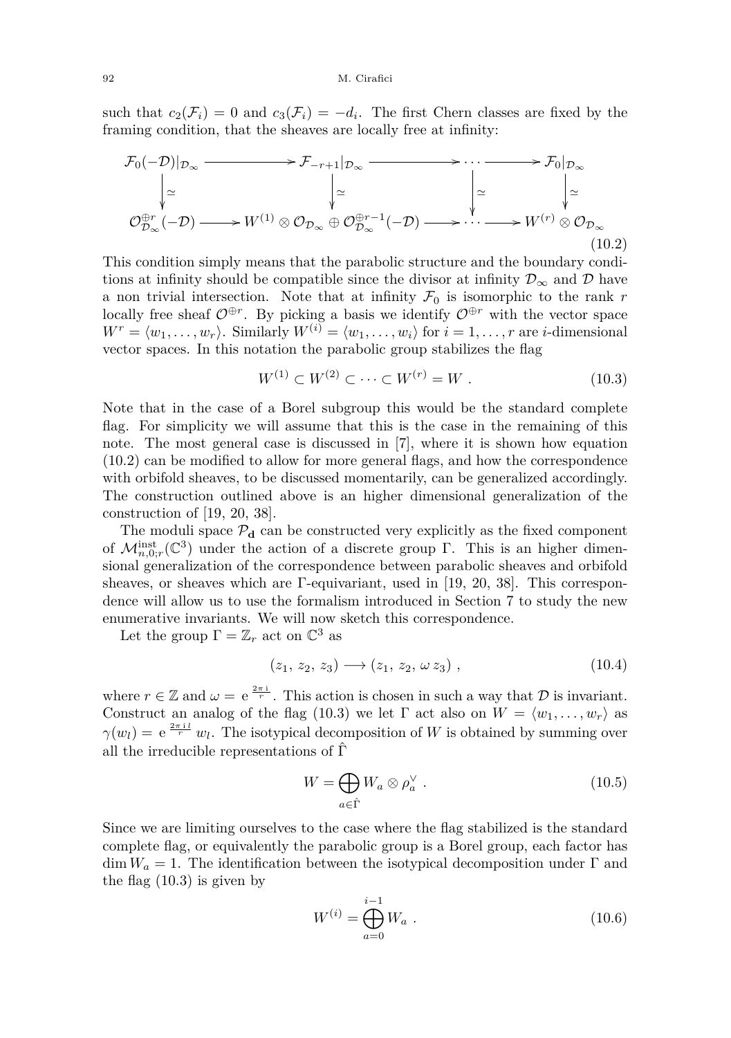such that $c_2(\mathcal{F}_i) = 0$ and $c_3(\mathcal{F}_i) = -d_i$. The first Chern classes are fixed by the framing condition, that the sheaves are locally free at infinity:

$$
\begin{array}{ccccccc}
\mathcal{F}_0(-\mathcal{D})|_{\mathcal{D}_\infty} & \longrightarrow & \mathcal{F}_{-r+1}|_{\mathcal{D}_\infty} & \longrightarrow & \cdots & \longrightarrow & \mathcal{F}_0|_{\mathcal{D}_\infty} \\
\downarrow \simeq & & \downarrow \simeq & & \downarrow \simeq & & \downarrow \simeq \\
\mathcal{O}_{\mathcal{D}_\infty}^{\oplus r}(-\mathcal{D}) & \longrightarrow & W^{(1)} \otimes \mathcal{O}_{\mathcal{D}_\infty} \oplus \mathcal{O}_{\mathcal{D}_\infty}^{\oplus r-1}(-\mathcal{D}) & \longrightarrow & \cdots & \longrightarrow & W^{(r)} \otimes \mathcal{O}_{\mathcal{D}_\infty}
\end{array}
\tag{10.2}
$$

This condition simply means that the parabolic structure and the boundary conditions at infinity should be compatible since the divisor at infinity $\mathcal{D}_\infty$ and $\mathcal{D}$ have a non trivial intersection. Note that at infinity $\mathcal{F}_0$ is isomorphic to the rank $r$ locally free sheaf $\mathcal{O}^{\oplus r}$. By picking a basis we identify $\mathcal{O}^{\oplus r}$ with the vector space $W^r = \langle w_1, \dots, w_r \rangle$. Similarly $W^{(i)} = \langle w_1, \dots, w_i \rangle$ for $i = 1, \dots, r$ are $i$-dimensional vector spaces. In this notation the parabolic group stabilizes the flag

$$
W^{(1)} \subset W^{(2)} \subset \cdots \subset W^{(r)} = W \ . \tag{10.3}
$$

Note that in the case of a Borel subgroup this would be the standard complete flag. For simplicity we will assume that this is the case in the remaining of this note. The most general case is discussed in [7], where it is shown how equation (10.2) can be modified to allow for more general flags, and how the correspondence with orbifold sheaves, to be discussed momentarily, can be generalized accordingly. The construction outlined above is an higher dimensional generalization of the construction of [19, 20, 38].

The moduli space $\mathcal{P}_{\mathbf{d}}$ can be constructed very explicitly as the fixed component of $\mathcal{M}^{\text{inst}}_{n,0;r}(\mathbb{C}^3)$ under the action of a discrete group $\Gamma$. This is an higher dimensional generalization of the correspondence between parabolic sheaves and orbifold sheaves, or sheaves which are $\Gamma$-equivariant, used in [19, 20, 38]. This correspondence will allow us to use the formalism introduced in Section 7 to study the new enumerative invariants. We will now sketch this correspondence.

Let the group $\Gamma = \mathbb{Z}_r$ act on $\mathbb{C}^3$ as

$$
(z_1,\, z_2,\, z_3) \longrightarrow (z_1,\, z_2,\, \omega\, z_3) \ , \tag{10.4}
$$

where $r \in \mathbb{Z}$ and $\omega = \mathrm{e}^{\frac{2\pi\,\mathrm{i}}{r}}$. This action is chosen in such a way that $\mathcal{D}$ is invariant. Construct an analog of the flag (10.3) we let $\Gamma$ act also on $W = \langle w_1, \dots, w_r \rangle$ as $\gamma(w_l) = \mathrm{e}^{\frac{2\pi\,\mathrm{i}\,l}{r}}\, w_l$. The isotypical decomposition of $W$ is obtained by summing over all the irreducible representations of $\hat{\Gamma}$

$$
W = \bigoplus_{a \in \hat{\Gamma}} W_a \otimes \rho_a^\vee \ . \tag{10.5}
$$

Since we are limiting ourselves to the case where the flag stabilized is the standard complete flag, or equivalently the parabolic group is a Borel group, each factor has $\dim W_a = 1$. The identification between the isotypical decomposition under $\Gamma$ and the flag (10.3) is given by

$$
W^{(i)} = \bigoplus_{a=0}^{i-1} W_a \ . \tag{10.6}
$$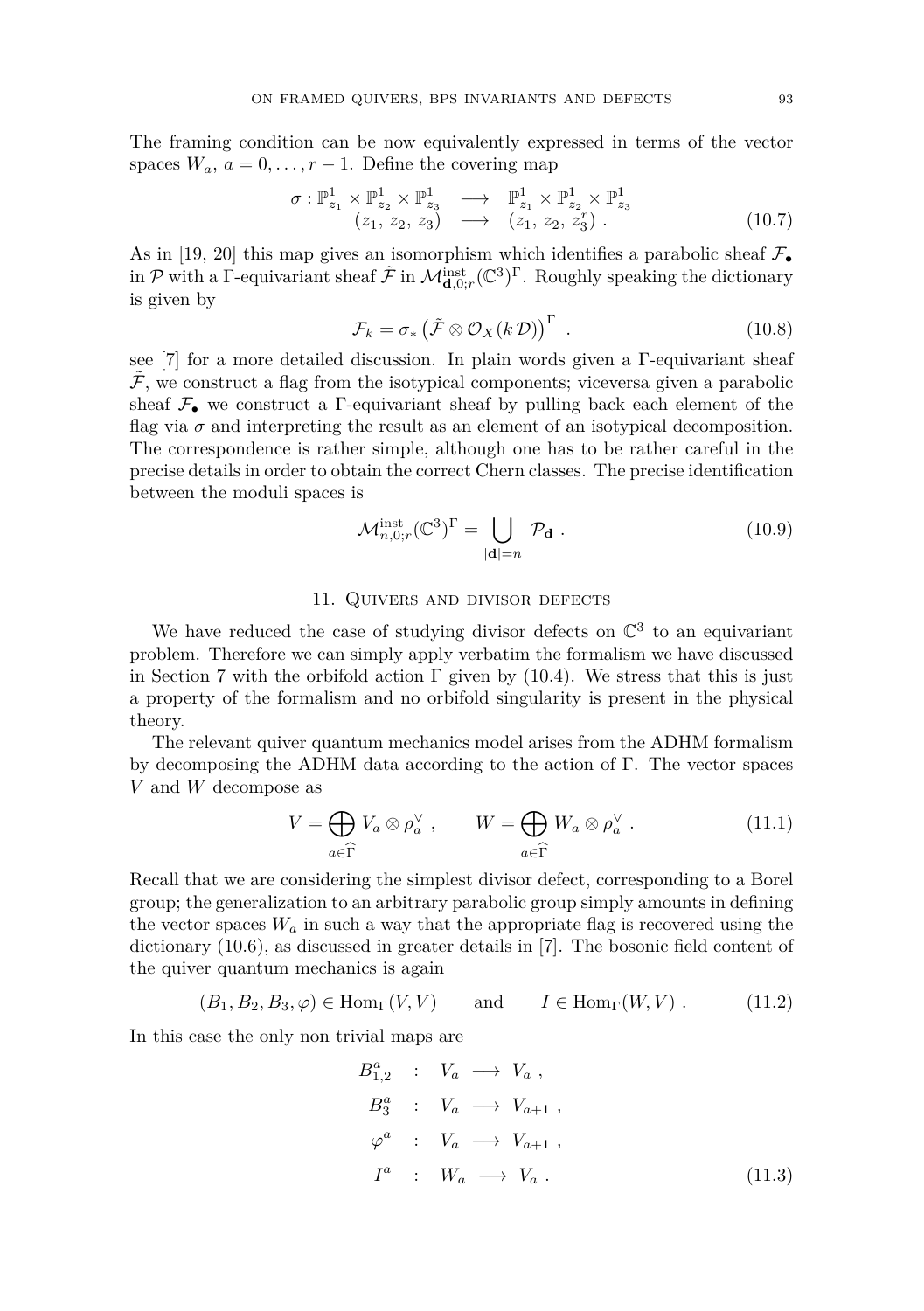The framing condition can be now equivalently expressed in terms of the vector spaces $W_a$, $a = 0, \ldots, r-1$. Define the covering map

$$
\begin{array}{rccc}
\sigma : \mathbb{P}^1_{z_1} \times \mathbb{P}^1_{z_2} \times \mathbb{P}^1_{z_3} & \longrightarrow & \mathbb{P}^1_{z_1} \times \mathbb{P}^1_{z_2} \times \mathbb{P}^1_{z_3} \\
(z_1,\, z_2,\, z_3) & \longrightarrow & (z_1,\, z_2,\, z_3^r) \, .
\end{array}
\tag{10.7}
$$

As in [19, 20] this map gives an isomorphism which identifies a parabolic sheaf $\mathcal{F}_\bullet$ in $\mathcal{P}$ with a $\Gamma$-equivariant sheaf $\tilde{\mathcal{F}}$ in $\mathcal{M}^{\text{inst}}_{\mathbf{d},0;r}(\mathbb{C}^3)^\Gamma$. Roughly speaking the dictionary is given by

$$
\mathcal{F}_k = \sigma_* \left( \tilde{\mathcal{F}} \otimes \mathcal{O}_X(k\, \mathcal{D}) \right)^\Gamma \, . \tag{10.8}
$$

see [7] for a more detailed discussion. In plain words given a $\Gamma$-equivariant sheaf $\tilde{\mathcal{F}}$, we construct a flag from the isotypical components; viceversa given a parabolic sheaf $\mathcal{F}_\bullet$ we construct a $\Gamma$-equivariant sheaf by pulling back each element of the flag via $\sigma$ and interpreting the result as an element of an isotypical decomposition. The correspondence is rather simple, although one has to be rather careful in the precise details in order to obtain the correct Chern classes. The precise identification between the moduli spaces is

$$
\mathcal{M}^{\text{inst}}_{n,0;r}(\mathbb{C}^3)^\Gamma = \bigcup_{|\mathbf{d}|=n} \mathcal{P}_{\mathbf{d}} \, . \tag{10.9}
$$

## 11. Quivers and divisor defects

We have reduced the case of studying divisor defects on $\mathbb{C}^3$ to an equivariant problem. Therefore we can simply apply verbatim the formalism we have discussed in Section 7 with the orbifold action $\Gamma$ given by (10.4). We stress that this is just a property of the formalism and no orbifold singularity is present in the physical theory.

The relevant quiver quantum mechanics model arises from the ADHM formalism by decomposing the ADHM data according to the action of $\Gamma$. The vector spaces $V$ and $W$ decompose as

$$
V = \bigoplus_{a \in \widehat{\Gamma}} V_a \otimes \rho_a^\vee \, , \qquad W = \bigoplus_{a \in \widehat{\Gamma}} W_a \otimes \rho_a^\vee \, . \tag{11.1}
$$

Recall that we are considering the simplest divisor defect, corresponding to a Borel group; the generalization to an arbitrary parabolic group simply amounts in defining the vector spaces $W_a$ in such a way that the appropriate flag is recovered using the dictionary (10.6), as discussed in greater details in [7]. The bosonic field content of the quiver quantum mechanics is again

$$
(B_1, B_2, B_3, \varphi) \in \mathrm{Hom}_\Gamma(V, V) \qquad \text{and} \qquad I \in \mathrm{Hom}_\Gamma(W, V) \, . \tag{11.2}
$$

In this case the only non trivial maps are

$$
\begin{aligned}
B^a_{1,2} &\ : \ V_a \longrightarrow V_a \, , \\
B^a_3 &\ : \ V_a \longrightarrow V_{a+1} \, , \\
\varphi^a &\ : \ V_a \longrightarrow V_{a+1} \, , \\
I^a &\ : \ W_a \longrightarrow V_a \, .
\end{aligned}
\tag{11.3}
$$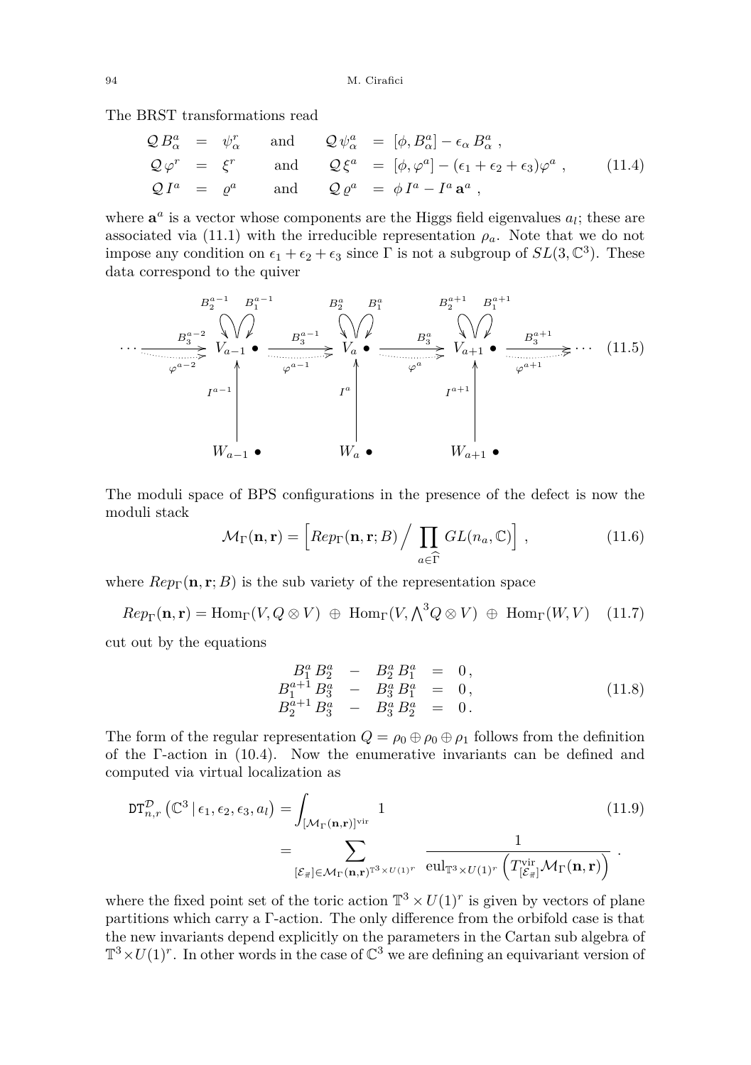The BRST transformations read

$$
\begin{array}{llllll}
\mathcal{Q}\, B^a_\alpha & = & \psi^r_\alpha & \text{and} & \mathcal{Q}\,\psi^a_\alpha & = [\phi, B^a_\alpha] - \epsilon_\alpha\, B^a_\alpha \;, \\
\mathcal{Q}\,\varphi^r & = & \xi^r & \text{and} & \mathcal{Q}\,\xi^a & = [\phi, \varphi^a] - (\epsilon_1+\epsilon_2+\epsilon_3)\varphi^a \;, \\
\mathcal{Q}\, I^a & = & \varrho^a & \text{and} & \mathcal{Q}\,\varrho^a & = \phi\, I^a - I^a\, \mathbf{a}^a \;,
\end{array}
\tag{11.4}
$$

where $\mathbf{a}^a$ is a vector whose components are the Higgs field eigenvalues $a_l$; these are associated via (11.1) with the irreducible representation $\rho_a$. Note that we do not impose any condition on $\epsilon_1+\epsilon_2+\epsilon_3$ since $\Gamma$ is not a subgroup of $SL(3,\mathbb{C}^3)$. These data correspond to the quiver

$$
\cdots \xrightarrow[\varphi^{a-2}]{B_3^{a-2}} V_{a-1} \bullet \xrightarrow[\varphi^{a-1}]{B_3^{a-1}} V_a \bullet \xrightarrow[\varphi^{a}]{B_3^{a}} V_{a+1} \bullet \xrightarrow[\varphi^{a+1}]{B_3^{a+1}} \cdots
\tag{11.5}
$$

(with loops $B_1^{a-1}, B_2^{a-1}$ at $V_{a-1}$, $B_1^{a}, B_2^{a}$ at $V_a$, $B_1^{a+1}, B_2^{a+1}$ at $V_{a+1}$, and arrows $I^{a-1}: W_{a-1} \to V_{a-1}$, $I^{a}: W_{a} \to V_{a}$, $I^{a+1}: W_{a+1} \to V_{a+1}$)

The moduli space of BPS configurations in the presence of the defect is now the moduli stack

$$
\mathcal{M}_\Gamma(\mathbf{n},\mathbf{r}) = \Big[ Rep_\Gamma(\mathbf{n},\mathbf{r};B) \Big/ \prod_{a\in\widehat{\Gamma}} GL(n_a,\mathbb{C}) \Big] \;,
\tag{11.6}
$$

where $Rep_\Gamma(\mathbf{n},\mathbf{r};B)$ is the sub variety of the representation space

$$
Rep_\Gamma(\mathbf{n},\mathbf{r}) = \mathrm{Hom}_\Gamma(V, Q\otimes V) \;\oplus\; \mathrm{Hom}_\Gamma(V, {\textstyle\bigwedge}^3 Q\otimes V) \;\oplus\; \mathrm{Hom}_\Gamma(W,V)
\tag{11.7}
$$

cut out by the equations

$$
\begin{array}{rcrcl}
B_1^a\, B_2^a & - & B_2^a\, B_1^a & = & 0\,, \\
B_1^{a+1}\, B_3^a & - & B_3^a\, B_1^a & = & 0\,, \\
B_2^{a+1}\, B_3^a & - & B_3^a\, B_2^a & = & 0\,.
\end{array}
\tag{11.8}
$$

The form of the regular representation $Q=\rho_0\oplus\rho_0\oplus\rho_1$ follows from the definition of the $\Gamma$-action in (10.4). Now the enumerative invariants can be defined and computed via virtual localization as

$$
\begin{aligned}
\mathtt{DT}^{\mathcal{D}}_{n,r}\left(\mathbb{C}^3 \,|\, \epsilon_1,\epsilon_2,\epsilon_3,a_l\right) &= \int_{[\mathcal{M}_\Gamma(\mathbf{n},\mathbf{r})]^{\mathrm{vir}}} 1 \\
&= \sum_{[\mathcal{E}_{\vec{\pi}}]\in\mathcal{M}_\Gamma(\mathbf{n},\mathbf{r})^{\mathbb{T}^3\times U(1)^r}} \frac{1}{\mathrm{eul}_{\mathbb{T}^3\times U(1)^r}\left(T^{\mathrm{vir}}_{[\mathcal{E}_{\vec{\pi}}]}\mathcal{M}_\Gamma(\mathbf{n},\mathbf{r})\right)} \;.
\end{aligned}
\tag{11.9}
$$

where the fixed point set of the toric action $\mathbb{T}^3\times U(1)^r$ is given by vectors of plane partitions which carry a $\Gamma$-action. The only difference from the orbifold case is that the new invariants depend explicitly on the parameters in the Cartan sub algebra of $\mathbb{T}^3\times U(1)^r$. In other words in the case of $\mathbb{C}^3$ we are defining an equivariant version of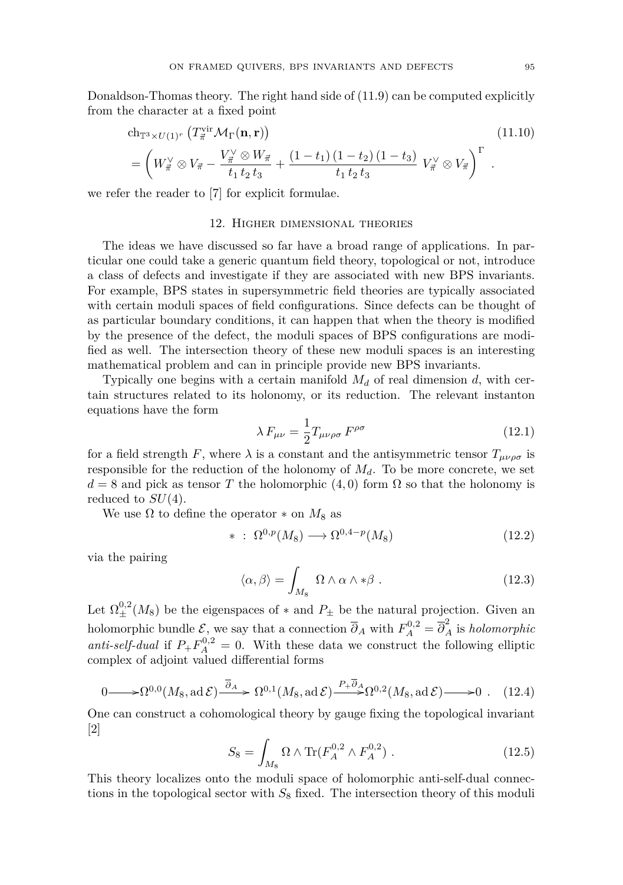Donaldson-Thomas theory. The right hand side of (11.9) can be computed explicitly from the character at a fixed point

$$
\begin{aligned}
&\mathrm{ch}_{\mathbb{T}^3\times U(1)^r}\left(T^{\mathrm{vir}}_{\vec{\pi}}\mathcal{M}_\Gamma(\mathbf{n},\mathbf{r})\right) \qquad\qquad (11.10)\\
&= \left(W_{\vec{\pi}}^\vee\otimes V_{\vec{\pi}} - \frac{V_{\vec{\pi}}^\vee\otimes W_{\vec{\pi}}}{t_1\,t_2\,t_3} + \frac{(1-t_1)\,(1-t_2)\,(1-t_3)}{t_1\,t_2\,t_3}\; V_{\vec{\pi}}^\vee\otimes V_{\vec{\pi}}\right)^\Gamma \ .
\end{aligned}
$$

we refer the reader to [7] for explicit formulae.

## 12. Higher dimensional theories

The ideas we have discussed so far have a broad range of applications. In particular one could take a generic quantum field theory, topological or not, introduce a class of defects and investigate if they are associated with new BPS invariants. For example, BPS states in supersymmetric field theories are typically associated with certain moduli spaces of field configurations. Since defects can be thought of as particular boundary conditions, it can happen that when the theory is modified by the presence of the defect, the moduli spaces of BPS configurations are modified as well. The intersection theory of these new moduli spaces is an interesting mathematical problem and can in principle provide new BPS invariants.

Typically one begins with a certain manifold $M_d$ of real dimension $d$, with certain structures related to its holonomy, or its reduction. The relevant instanton equations have the form

$$
\lambda\, F_{\mu\nu} = \frac{1}{2} T_{\mu\nu\rho\sigma}\, F^{\rho\sigma} \qquad (12.1)
$$

for a field strength $F$, where $\lambda$ is a constant and the antisymmetric tensor $T_{\mu\nu\rho\sigma}$ is responsible for the reduction of the holonomy of $M_d$. To be more concrete, we set $d = 8$ and pick as tensor $T$ the holomorphic $(4,0)$ form $\Omega$ so that the holonomy is reduced to $SU(4)$.

We use $\Omega$ to define the operator $*$ on $M_8$ as

$$
* \ : \ \Omega^{0,p}(M_8) \longrightarrow \Omega^{0,4-p}(M_8) \qquad (12.2)
$$

via the pairing

$$
\langle \alpha, \beta\rangle = \int_{M_8} \Omega\wedge\alpha\wedge *\beta \ . \qquad (12.3)
$$

Let $\Omega^{0,2}_\pm(M_8)$ be the eigenspaces of $*$ and $P_\pm$ be the natural projection. Given an holomorphic bundle $\mathcal{E}$, we say that a connection $\overline{\partial}_A$ with $F^{0,2}_A = \overline{\partial}_A^2$ is *holomorphic anti-self-dual* if $P_+ F^{0,2}_A = 0$. With these data we construct the following elliptic complex of adjoint valued differential forms

$$
0 \longrightarrow \Omega^{0,0}(M_8, \mathrm{ad}\,\mathcal{E}) \xrightarrow{\ \overline{\partial}_A\ } \Omega^{0,1}(M_8, \mathrm{ad}\,\mathcal{E}) \xrightarrow{\ P_+\overline{\partial}_A\ } \Omega^{0,2}(M_8, \mathrm{ad}\,\mathcal{E}) \longrightarrow 0 \ . \qquad (12.4)
$$

One can construct a cohomological theory by gauge fixing the topological invariant [2]

$$
S_8 = \int_{M_8} \Omega\wedge \mathrm{Tr}(F^{0,2}_A\wedge F^{0,2}_A) \ . \qquad (12.5)
$$

This theory localizes onto the moduli space of holomorphic anti-self-dual connections in the topological sector with $S_8$ fixed. The intersection theory of this moduli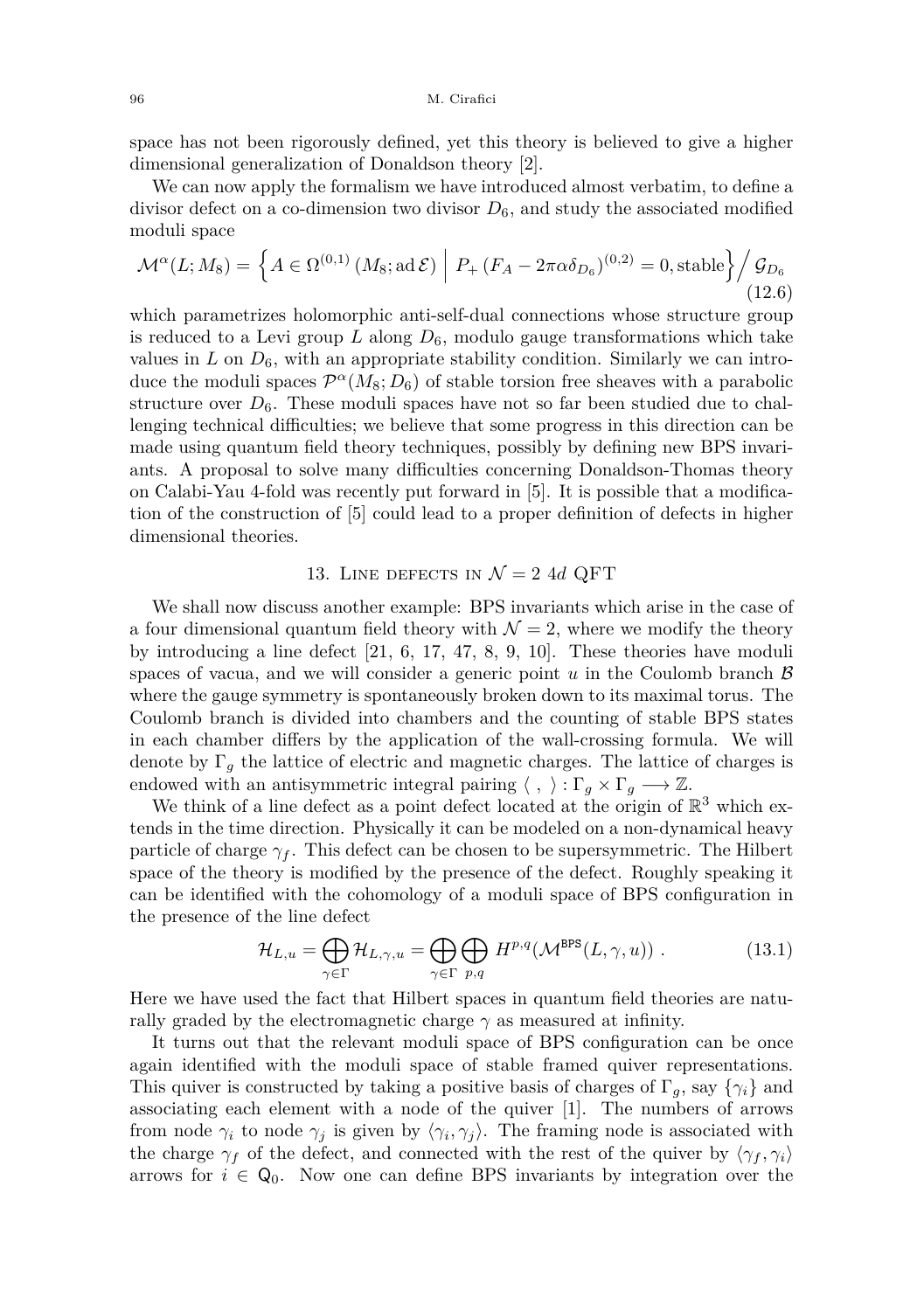space has not been rigorously defined, yet this theory is believed to give a higher dimensional generalization of Donaldson theory [2].

We can now apply the formalism we have introduced almost verbatim, to define a divisor defect on a co-dimension two divisor $D_6$, and study the associated modified moduli space

$$\mathcal{M}^{\alpha}(L; M_8) = \left\{ A \in \Omega^{(0,1)}\left(M_8; \operatorname{ad} \mathcal{E}\right) \;\middle|\; P_+ \left(F_A - 2\pi\alpha\delta_{D_6}\right)^{(0,2)} = 0, \text{stable} \right\} \Big/ \, \mathcal{G}_{D_6} \tag{12.6}$$

which parametrizes holomorphic anti-self-dual connections whose structure group is reduced to a Levi group $L$ along $D_6$, modulo gauge transformations which take values in $L$ on $D_6$, with an appropriate stability condition. Similarly we can introduce the moduli spaces $\mathcal{P}^{\alpha}(M_8; D_6)$ of stable torsion free sheaves with a parabolic structure over $D_6$. These moduli spaces have not so far been studied due to challenging technical difficulties; we believe that some progress in this direction can be made using quantum field theory techniques, possibly by defining new BPS invariants. A proposal to solve many difficulties concerning Donaldson-Thomas theory on Calabi-Yau 4-fold was recently put forward in [5]. It is possible that a modification of the construction of [5] could lead to a proper definition of defects in higher dimensional theories.

## 13. Line defects in $\mathcal{N} = 2$ $4d$ QFT

We shall now discuss another example: BPS invariants which arise in the case of a four dimensional quantum field theory with $\mathcal{N} = 2$, where we modify the theory by introducing a line defect [21, 6, 17, 47, 8, 9, 10]. These theories have moduli spaces of vacua, and we will consider a generic point $u$ in the Coulomb branch $\mathcal{B}$ where the gauge symmetry is spontaneously broken down to its maximal torus. The Coulomb branch is divided into chambers and the counting of stable BPS states in each chamber differs by the application of the wall-crossing formula. We will denote by $\Gamma_g$ the lattice of electric and magnetic charges. The lattice of charges is endowed with an antisymmetric integral pairing $\langle \ , \ \rangle : \Gamma_g \times \Gamma_g \longrightarrow \mathbb{Z}$.

We think of a line defect as a point defect located at the origin of $\mathbb{R}^3$ which extends in the time direction. Physically it can be modeled on a non-dynamical heavy particle of charge $\gamma_f$. This defect can be chosen to be supersymmetric. The Hilbert space of the theory is modified by the presence of the defect. Roughly speaking it can be identified with the cohomology of a moduli space of BPS configuration in the presence of the line defect

$$\mathcal{H}_{L,u} = \bigoplus_{\gamma \in \Gamma} \mathcal{H}_{L,\gamma,u} = \bigoplus_{\gamma \in \Gamma} \bigoplus_{p,q} H^{p,q}(\mathcal{M}^{\mathsf{BPS}}(L, \gamma, u)) \ . \tag{13.1}$$

Here we have used the fact that Hilbert spaces in quantum field theories are naturally graded by the electromagnetic charge $\gamma$ as measured at infinity.

It turns out that the relevant moduli space of BPS configuration can be once again identified with the moduli space of stable framed quiver representations. This quiver is constructed by taking a positive basis of charges of $\Gamma_g$, say $\{\gamma_i\}$ and associating each element with a node of the quiver [1]. The numbers of arrows from node $\gamma_i$ to node $\gamma_j$ is given by $\langle \gamma_i, \gamma_j \rangle$. The framing node is associated with the charge $\gamma_f$ of the defect, and connected with the rest of the quiver by $\langle \gamma_f, \gamma_i \rangle$ arrows for $i \in \mathsf{Q}_0$. Now one can define BPS invariants by integration over the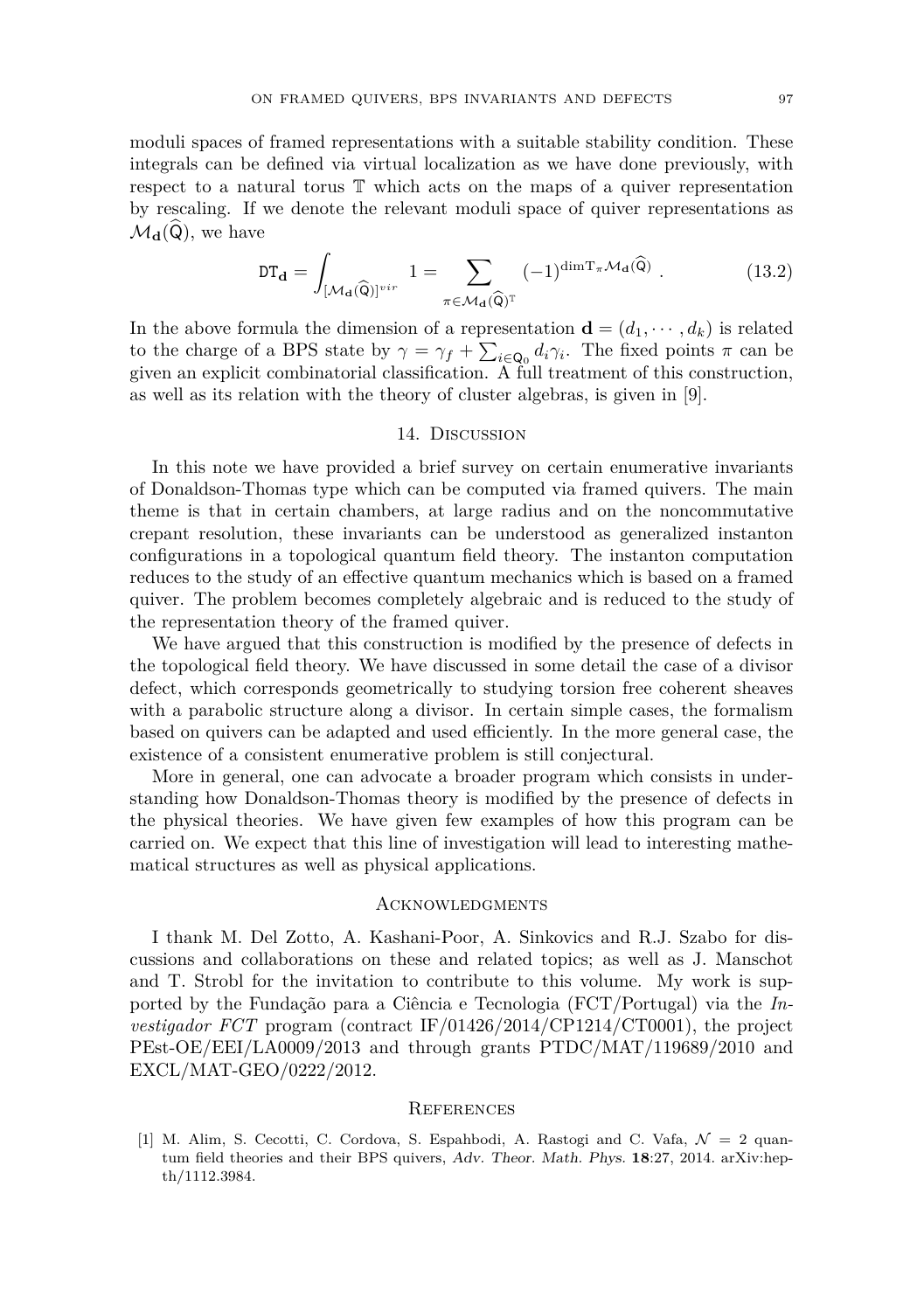moduli spaces of framed representations with a suitable stability condition. These integrals can be defined via virtual localization as we have done previously, with respect to a natural torus $\mathbb{T}$ which acts on the maps of a quiver representation by rescaling. If we denote the relevant moduli space of quiver representations as $\mathcal{M}_{\mathbf{d}}(\widehat{\mathsf{Q}})$, we have

$$\mathtt{DT}_{\mathbf{d}} = \int_{[\mathcal{M}_{\mathbf{d}}(\widehat{\mathsf{Q}})]^{vir}} 1 = \sum_{\pi \in \mathcal{M}_{\mathbf{d}}(\widehat{\mathsf{Q}})^{\mathbb{T}}} (-1)^{\dim \mathrm{T}_{\pi} \mathcal{M}_{\mathbf{d}}(\widehat{\mathsf{Q}})} \, . \tag{13.2}$$

In the above formula the dimension of a representation $\mathbf{d} = (d_1, \cdots, d_k)$ is related to the charge of a BPS state by $\gamma = \gamma_f + \sum_{i \in \mathsf{Q}_0} d_i \gamma_i$. The fixed points $\pi$ can be given an explicit combinatorial classification. A full treatment of this construction, as well as its relation with the theory of cluster algebras, is given in [9].

## 14. Discussion

In this note we have provided a brief survey on certain enumerative invariants of Donaldson-Thomas type which can be computed via framed quivers. The main theme is that in certain chambers, at large radius and on the noncommutative crepant resolution, these invariants can be understood as generalized instanton configurations in a topological quantum field theory. The instanton computation reduces to the study of an effective quantum mechanics which is based on a framed quiver. The problem becomes completely algebraic and is reduced to the study of the representation theory of the framed quiver.

We have argued that this construction is modified by the presence of defects in the topological field theory. We have discussed in some detail the case of a divisor defect, which corresponds geometrically to studying torsion free coherent sheaves with a parabolic structure along a divisor. In certain simple cases, the formalism based on quivers can be adapted and used efficiently. In the more general case, the existence of a consistent enumerative problem is still conjectural.

More in general, one can advocate a broader program which consists in understanding how Donaldson-Thomas theory is modified by the presence of defects in the physical theories. We have given few examples of how this program can be carried on. We expect that this line of investigation will lead to interesting mathematical structures as well as physical applications.

## Acknowledgments

I thank M. Del Zotto, A. Kashani-Poor, A. Sinkovics and R.J. Szabo for discussions and collaborations on these and related topics; as well as J. Manschot and T. Strobl for the invitation to contribute to this volume. My work is supported by the Fundação para a Ciência e Tecnologia (FCT/Portugal) via the *Investigador FCT* program (contract IF/01426/2014/CP1214/CT0001), the project PEst-OE/EEI/LA0009/2013 and through grants PTDC/MAT/119689/2010 and EXCL/MAT-GEO/0222/2012.

## References

[1] M. Alim, S. Cecotti, C. Cordova, S. Espahbodi, A. Rastogi and C. Vafa, $\mathcal{N} = 2$ quantum field theories and their BPS quivers, *Adv. Theor. Math. Phys.* **18**:27, 2014. arXiv:hep-th/1112.3984.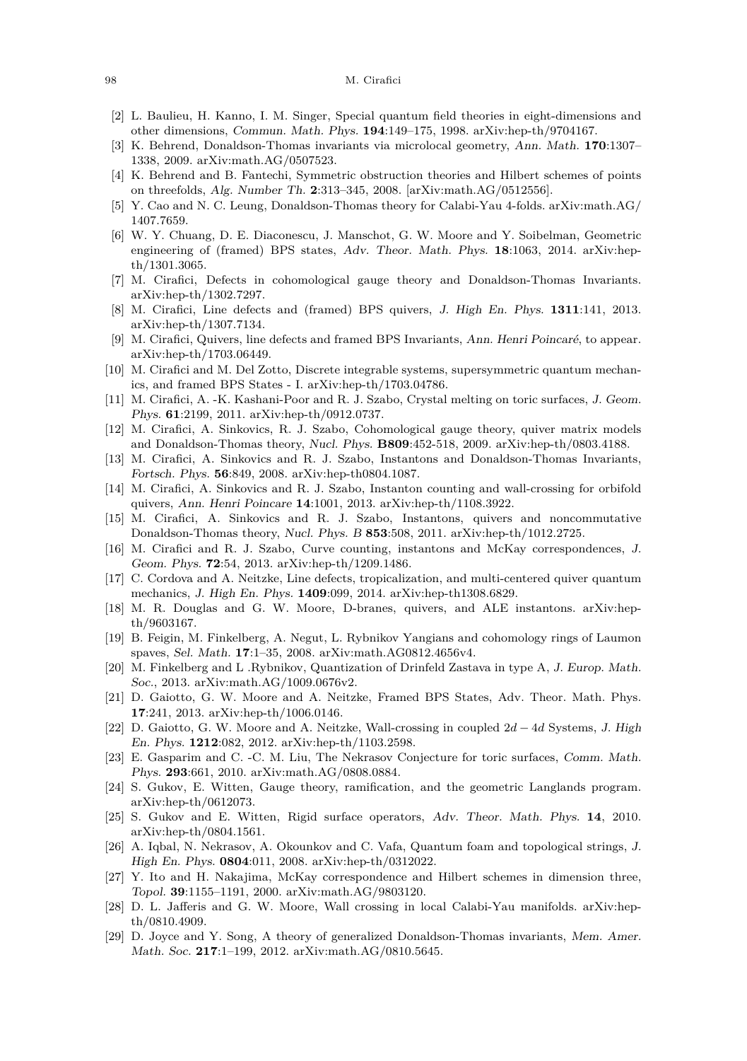[2] L. Baulieu, H. Kanno, I. M. Singer, Special quantum field theories in eight-dimensions and other dimensions, *Commun. Math. Phys.* **194**:149–175, 1998. arXiv:hep-th/9704167.

[3] K. Behrend, Donaldson-Thomas invariants via microlocal geometry, *Ann. Math.* **170**:1307–1338, 2009. arXiv:math.AG/0507523.

[4] K. Behrend and B. Fantechi, Symmetric obstruction theories and Hilbert schemes of points on threefolds, *Alg. Number Th.* **2**:313–345, 2008. [arXiv:math.AG/0512556].

[5] Y. Cao and N. C. Leung, Donaldson-Thomas theory for Calabi-Yau 4-folds. arXiv:math.AG/1407.7659.

[6] W. Y. Chuang, D. E. Diaconescu, J. Manschot, G. W. Moore and Y. Soibelman, Geometric engineering of (framed) BPS states, *Adv. Theor. Math. Phys.* **18**:1063, 2014. arXiv:hep-th/1301.3065.

[7] M. Cirafici, Defects in cohomological gauge theory and Donaldson-Thomas Invariants. arXiv:hep-th/1302.7297.

[8] M. Cirafici, Line defects and (framed) BPS quivers, *J. High En. Phys.* **1311**:141, 2013. arXiv:hep-th/1307.7134.

[9] M. Cirafici, Quivers, line defects and framed BPS Invariants, *Ann. Henri Poincaré*, to appear. arXiv:hep-th/1703.06449.

[10] M. Cirafici and M. Del Zotto, Discrete integrable systems, supersymmetric quantum mechanics, and framed BPS States - I. arXiv:hep-th/1703.04786.

[11] M. Cirafici, A. -K. Kashani-Poor and R. J. Szabo, Crystal melting on toric surfaces, *J. Geom. Phys.* **61**:2199, 2011. arXiv:hep-th/0912.0737.

[12] M. Cirafici, A. Sinkovics, R. J. Szabo, Cohomological gauge theory, quiver matrix models and Donaldson-Thomas theory, *Nucl. Phys.* **B809**:452-518, 2009. arXiv:hep-th/0803.4188.

[13] M. Cirafici, A. Sinkovics and R. J. Szabo, Instantons and Donaldson-Thomas Invariants, *Fortsch. Phys.* **56**:849, 2008. arXiv:hep-th0804.1087.

[14] M. Cirafici, A. Sinkovics and R. J. Szabo, Instanton counting and wall-crossing for orbifold quivers, *Ann. Henri Poincare* **14**:1001, 2013. arXiv:hep-th/1108.3922.

[15] M. Cirafici, A. Sinkovics and R. J. Szabo, Instantons, quivers and noncommutative Donaldson-Thomas theory, *Nucl. Phys. B* **853**:508, 2011. arXiv:hep-th/1012.2725.

[16] M. Cirafici and R. J. Szabo, Curve counting, instantons and McKay correspondences, *J. Geom. Phys.* **72**:54, 2013. arXiv:hep-th/1209.1486.

[17] C. Cordova and A. Neitzke, Line defects, tropicalization, and multi-centered quiver quantum mechanics, *J. High En. Phys.* **1409**:099, 2014. arXiv:hep-th1308.6829.

[18] M. R. Douglas and G. W. Moore, D-branes, quivers, and ALE instantons. arXiv:hep-th/9603167.

[19] B. Feigin, M. Finkelberg, A. Negut, L. Rybnikov Yangians and cohomology rings of Laumon spaves, *Sel. Math.* **17**:1–35, 2008. arXiv:math.AG0812.4656v4.

[20] M. Finkelberg and L .Rybnikov, Quantization of Drinfeld Zastava in type A, *J. Europ. Math. Soc.*, 2013. arXiv:math.AG/1009.0676v2.

[21] D. Gaiotto, G. W. Moore and A. Neitzke, Framed BPS States, Adv. Theor. Math. Phys. **17**:241, 2013. arXiv:hep-th/1006.0146.

[22] D. Gaiotto, G. W. Moore and A. Neitzke, Wall-crossing in coupled $2d-4d$ Systems, *J. High En. Phys.* **1212**:082, 2012. arXiv:hep-th/1103.2598.

[23] E. Gasparim and C. -C. M. Liu, The Nekrasov Conjecture for toric surfaces, *Comm. Math. Phys.* **293**:661, 2010. arXiv:math.AG/0808.0884.

[24] S. Gukov, E. Witten, Gauge theory, ramification, and the geometric Langlands program. arXiv:hep-th/0612073.

[25] S. Gukov and E. Witten, Rigid surface operators, *Adv. Theor. Math. Phys.* **14**, 2010. arXiv:hep-th/0804.1561.

[26] A. Iqbal, N. Nekrasov, A. Okounkov and C. Vafa, Quantum foam and topological strings, *J. High En. Phys.* **0804**:011, 2008. arXiv:hep-th/0312022.

[27] Y. Ito and H. Nakajima, McKay correspondence and Hilbert schemes in dimension three, *Topol.* **39**:1155–1191, 2000. arXiv:math.AG/9803120.

[28] D. L. Jafferis and G. W. Moore, Wall crossing in local Calabi-Yau manifolds. arXiv:hep-th/0810.4909.

[29] D. Joyce and Y. Song, A theory of generalized Donaldson-Thomas invariants, *Mem. Amer. Math. Soc.* **217**:1–199, 2012. arXiv:math.AG/0810.5645.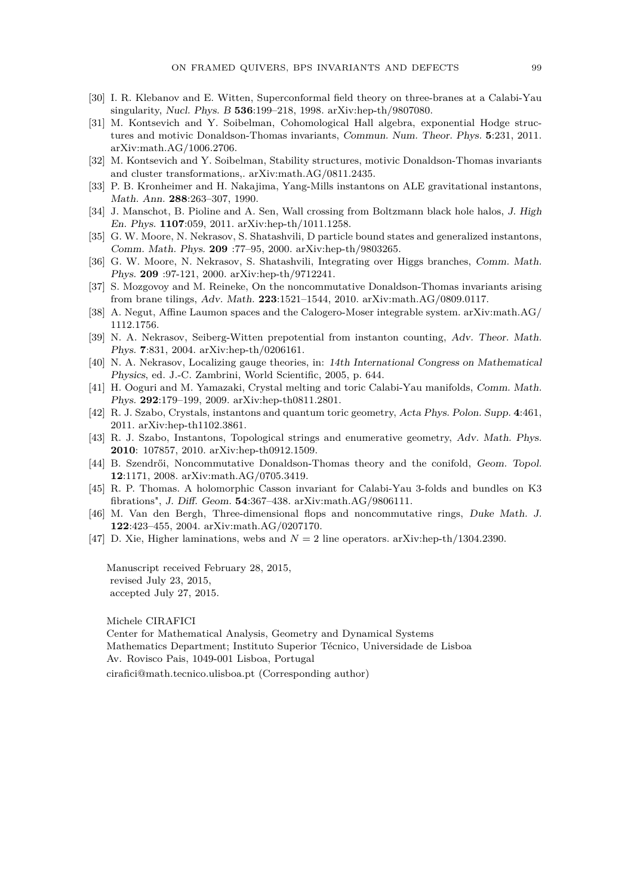[30] I. R. Klebanov and E. Witten, Superconformal field theory on three-branes at a Calabi-Yau singularity, *Nucl. Phys. B* **536**:199–218, 1998. arXiv:hep-th/9807080.

[31] M. Kontsevich and Y. Soibelman, Cohomological Hall algebra, exponential Hodge structures and motivic Donaldson-Thomas invariants, *Commun. Num. Theor. Phys.* **5**:231, 2011. arXiv:math.AG/1006.2706.

[32] M. Kontsevich and Y. Soibelman, Stability structures, motivic Donaldson-Thomas invariants and cluster transformations,. arXiv:math.AG/0811.2435.

[33] P. B. Kronheimer and H. Nakajima, Yang-Mills instantons on ALE gravitational instantons, *Math. Ann.* **288**:263–307, 1990.

[34] J. Manschot, B. Pioline and A. Sen, Wall crossing from Boltzmann black hole halos, *J. High En. Phys.* **1107**:059, 2011. arXiv:hep-th/1011.1258.

[35] G. W. Moore, N. Nekrasov, S. Shatashvili, D particle bound states and generalized instantons, *Comm. Math. Phys.* **209** :77–95, 2000. arXiv:hep-th/9803265.

[36] G. W. Moore, N. Nekrasov, S. Shatashvili, Integrating over Higgs branches, *Comm. Math. Phys.* **209** :97-121, 2000. arXiv:hep-th/9712241.

[37] S. Mozgovoy and M. Reineke, On the noncommutative Donaldson-Thomas invariants arising from brane tilings, *Adv. Math.* **223**:1521–1544, 2010. arXiv:math.AG/0809.0117.

[38] A. Negut, Affine Laumon spaces and the Calogero-Moser integrable system. arXiv:math.AG/ 1112.1756.

[39] N. A. Nekrasov, Seiberg-Witten prepotential from instanton counting, *Adv. Theor. Math. Phys.* **7**:831, 2004. arXiv:hep-th/0206161.

[40] N. A. Nekrasov, Localizing gauge theories, in: *14th International Congress on Mathematical Physics*, ed. J.-C. Zambrini, World Scientific, 2005, p. 644.

[41] H. Ooguri and M. Yamazaki, Crystal melting and toric Calabi-Yau manifolds, *Comm. Math. Phys.* **292**:179–199, 2009. arXiv:hep-th0811.2801.

[42] R. J. Szabo, Crystals, instantons and quantum toric geometry, *Acta Phys. Polon. Supp.* **4**:461, 2011. arXiv:hep-th1102.3861.

[43] R. J. Szabo, Instantons, Topological strings and enumerative geometry, *Adv. Math. Phys.* **2010**: 107857, 2010. arXiv:hep-th0912.1509.

[44] B. Szendrői, Noncommutative Donaldson-Thomas theory and the conifold, *Geom. Topol.* **12**:1171, 2008. arXiv:math.AG/0705.3419.

[45] R. P. Thomas. A holomorphic Casson invariant for Calabi-Yau 3-folds and bundles on K3 fibrations", *J. Diff. Geom.* **54**:367–438. arXiv:math.AG/9806111.

[46] M. Van den Bergh, Three-dimensional flops and noncommutative rings, *Duke Math. J.* **122**:423–455, 2004. arXiv:math.AG/0207170.

[47] D. Xie, Higher laminations, webs and $N = 2$ line operators. arXiv:hep-th/1304.2390.

Manuscript received February 28, 2015,
revised July 23, 2015,
accepted July 27, 2015.

Michele CIRAFICI
Center for Mathematical Analysis, Geometry and Dynamical Systems
Mathematics Department; Instituto Superior Técnico, Universidade de Lisboa
Av. Rovisco Pais, 1049-001 Lisboa, Portugal
cirafici@math.tecnico.ulisboa.pt (Corresponding author)